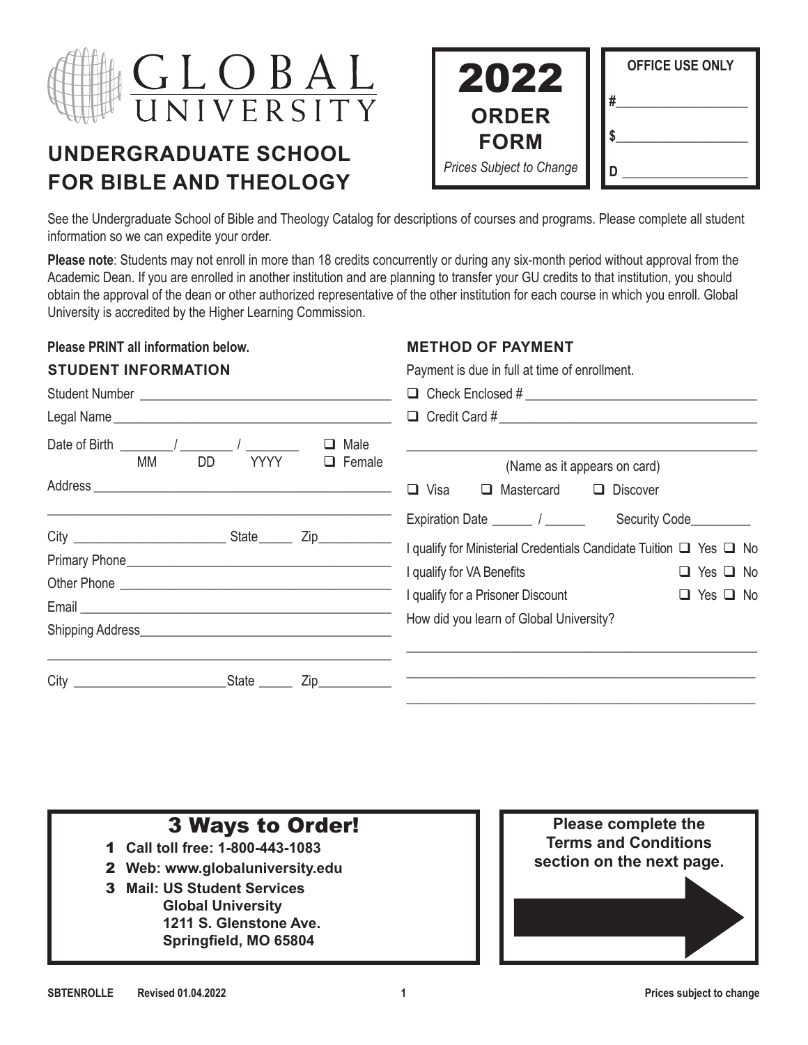# GLOBAL UNIVERSITY

## UNDERGRADUATE SCHOOL FOR BIBLE AND THEOLOGY

**2022 ORDER FORM**
*Prices Subject to Change*

**OFFICE USE ONLY**
#___________________
$___________________
D ___________________

See the Undergraduate School of Bible and Theology Catalog for descriptions of courses and programs. Please complete all student information so we can expedite your order.

**Please note**: Students may not enroll in more than 18 credits concurrently or during any six-month period without approval from the Academic Dean. If you are enrolled in another institution and are planning to transfer your GU credits to that institution, you should obtain the approval of the dean or other authorized representative of the other institution for each course in which you enroll. Global University is accredited by the Higher Learning Commission.

**Please PRINT all information below.**

### STUDENT INFORMATION

Student Number ______________________________________

Legal Name __________________________________________

Date of Birth ________/ ________ / ________ (MM DD YYYY) ❑ Male ❑ Female

Address _____________________________________________

_____________________________________________________

City _______________________ State _____ Zip __________

Primary Phone _______________________________________

Other Phone _________________________________________

Email _______________________________________________

Shipping Address _____________________________________

_____________________________________________________

City _______________________ State _____ Zip __________

### METHOD OF PAYMENT

Payment is due in full at time of enrollment.

❑ Check Enclosed # ___________________________________

❑ Credit Card # ______________________________________

_____________________________________________________
(Name as it appears on card)

❑ Visa ❑ Mastercard ❑ Discover

Expiration Date ______ / ______ Security Code _________

I qualify for Ministerial Credentials Candidate Tuition ❑ Yes ❑ No

I qualify for VA Benefits ❑ Yes ❑ No

I qualify for a Prisoner Discount ❑ Yes ❑ No

How did you learn of Global University?

_____________________________________________________

_____________________________________________________

_____________________________________________________

## 3 Ways to Order!

1. **Call toll free: 1-800-443-1083**
2. **Web: www.globaluniversity.edu**
3. **Mail: US Student Services**
   **Global University**
   **1211 S. Glenstone Ave.**
   **Springfield, MO 65804**

**Please complete the Terms and Conditions section on the next page.**

SBTENROLLE Revised 01.04.2022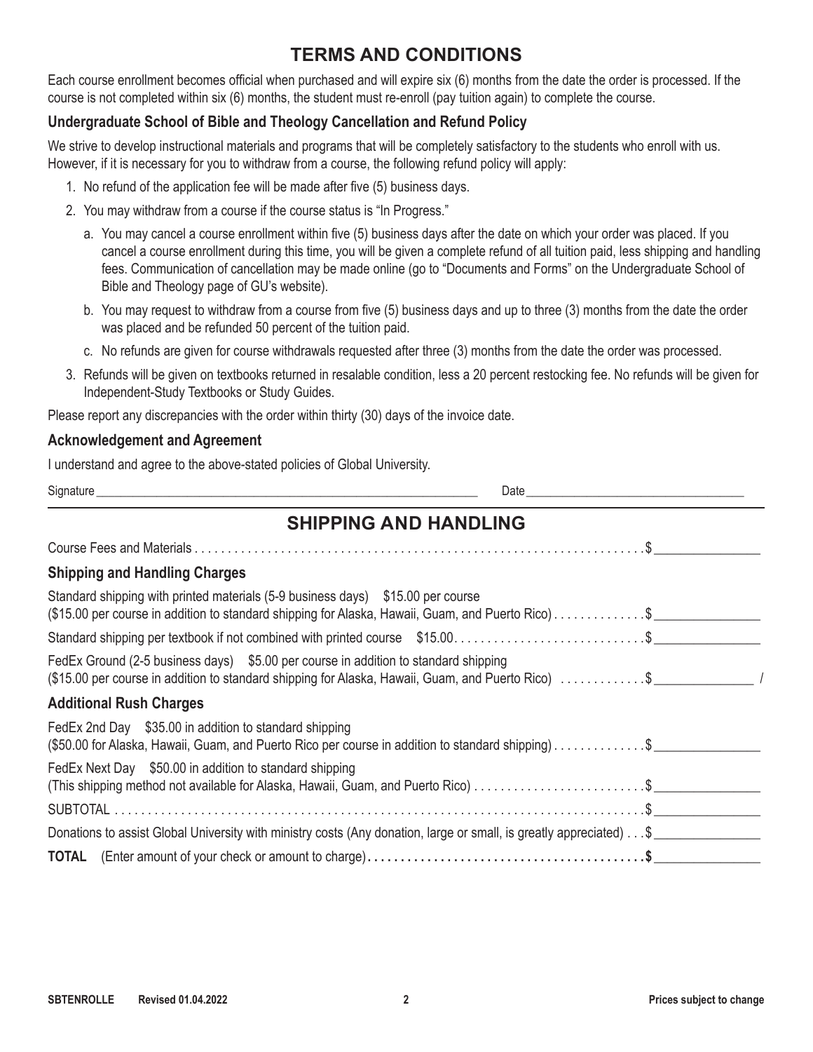# TERMS AND CONDITIONS

Each course enrollment becomes official when purchased and will expire six (6) months from the date the order is processed. If the course is not completed within six (6) months, the student must re-enroll (pay tuition again) to complete the course.

### Undergraduate School of Bible and Theology Cancellation and Refund Policy

We strive to develop instructional materials and programs that will be completely satisfactory to the students who enroll with us. However, if it is necessary for you to withdraw from a course, the following refund policy will apply:

1. No refund of the application fee will be made after five (5) business days.
2. You may withdraw from a course if the course status is "In Progress."
   a. You may cancel a course enrollment within five (5) business days after the date on which your order was placed. If you cancel a course enrollment during this time, you will be given a complete refund of all tuition paid, less shipping and handling fees. Communication of cancellation may be made online (go to "Documents and Forms" on the Undergraduate School of Bible and Theology page of GU's website).
   b. You may request to withdraw from a course from five (5) business days and up to three (3) months from the date the order was placed and be refunded 50 percent of the tuition paid.
   c. No refunds are given for course withdrawals requested after three (3) months from the date the order was processed.
3. Refunds will be given on textbooks returned in resalable condition, less a 20 percent restocking fee. No refunds will be given for Independent-Study Textbooks or Study Guides.

Please report any discrepancies with the order within thirty (30) days of the invoice date.

### Acknowledgement and Agreement

I understand and agree to the above-stated policies of Global University.

Signature ______________________________ Date ______________________

# SHIPPING AND HANDLING

Course Fees and Materials . . . . . . . . . . $ ________

### Shipping and Handling Charges

Standard shipping with printed materials (5-9 business days) $15.00 per course
($15.00 per course in addition to standard shipping for Alaska, Hawaii, Guam, and Puerto Rico) . . . . . . . . $ ________

Standard shipping per textbook if not combined with printed course $15.00 . . . . . . . . $ ________

FedEx Ground (2-5 business days) $5.00 per course in addition to standard shipping
($15.00 per course in addition to standard shipping for Alaska, Hawaii, Guam, and Puerto Rico) . . . . . . . . $ ________

### Additional Rush Charges

FedEx 2nd Day $35.00 in addition to standard shipping
($50.00 for Alaska, Hawaii, Guam, and Puerto Rico per course in addition to standard shipping) . . . . . . . . $ ________

FedEx Next Day $50.00 in addition to standard shipping
(This shipping method not available for Alaska, Hawaii, Guam, and Puerto Rico) . . . . . . . . $ ________

SUBTOTAL . . . . . . . . . . $ ________

Donations to assist Global University with ministry costs (Any donation, large or small, is greatly appreciated) . . . $ ________

**TOTAL** (Enter amount of your check or amount to charge) . . . . . . . . . . **$** ________

SBTENROLLE Revised 01.04.2022

Prices subject to change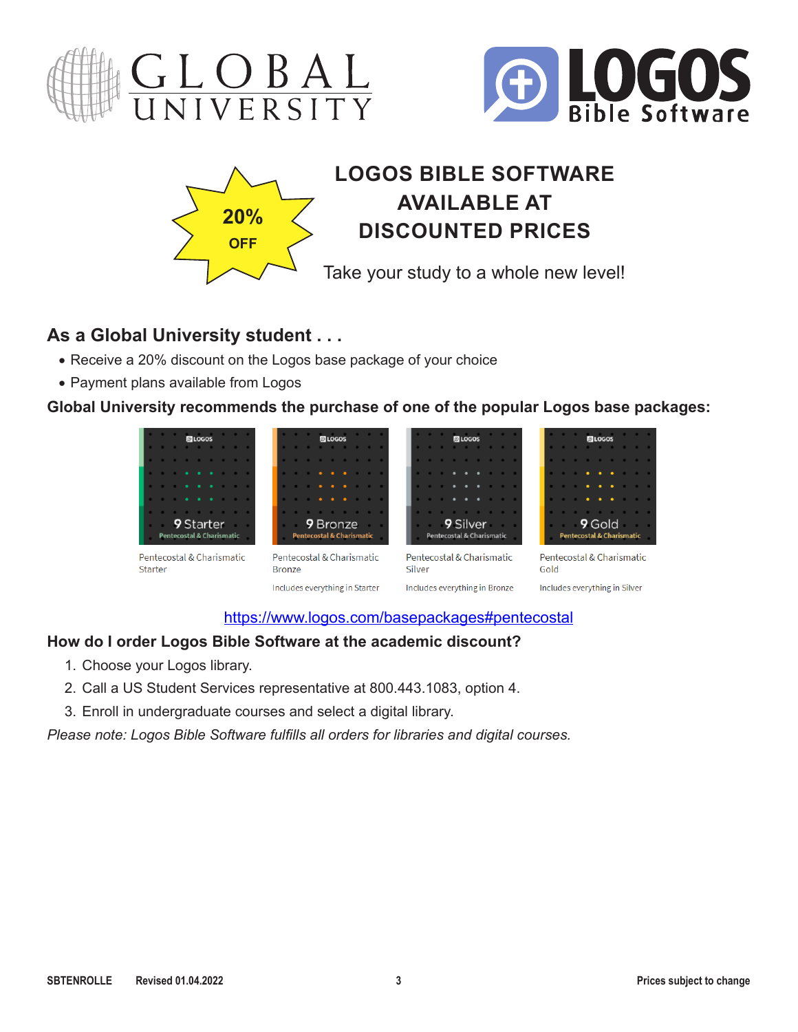# LOGOS BIBLE SOFTWARE AVAILABLE AT DISCOUNTED PRICES

**20% OFF**

Take your study to a whole new level!

## As a Global University student . . .

- Receive a 20% discount on the Logos base package of your choice
- Payment plans available from Logos

**Global University recommends the purchase of one of the popular Logos base packages:**

| Pentecostal & Charismatic Starter | Pentecostal & Charismatic Bronze | Pentecostal & Charismatic Silver | Pentecostal & Charismatic Gold |
|---|---|---|---|
| | Includes everything in Starter | Includes everything in Bronze | Includes everything in Silver |

https://www.logos.com/basepackages#pentecostal

## How do I order Logos Bible Software at the academic discount?

1. Choose your Logos library.
2. Call a US Student Services representative at 800.443.1083, option 4.
3. Enroll in undergraduate courses and select a digital library.

*Please note: Logos Bible Software fulfills all orders for libraries and digital courses.*

SBTENROLLE Revised 01.04.2022 Prices subject to change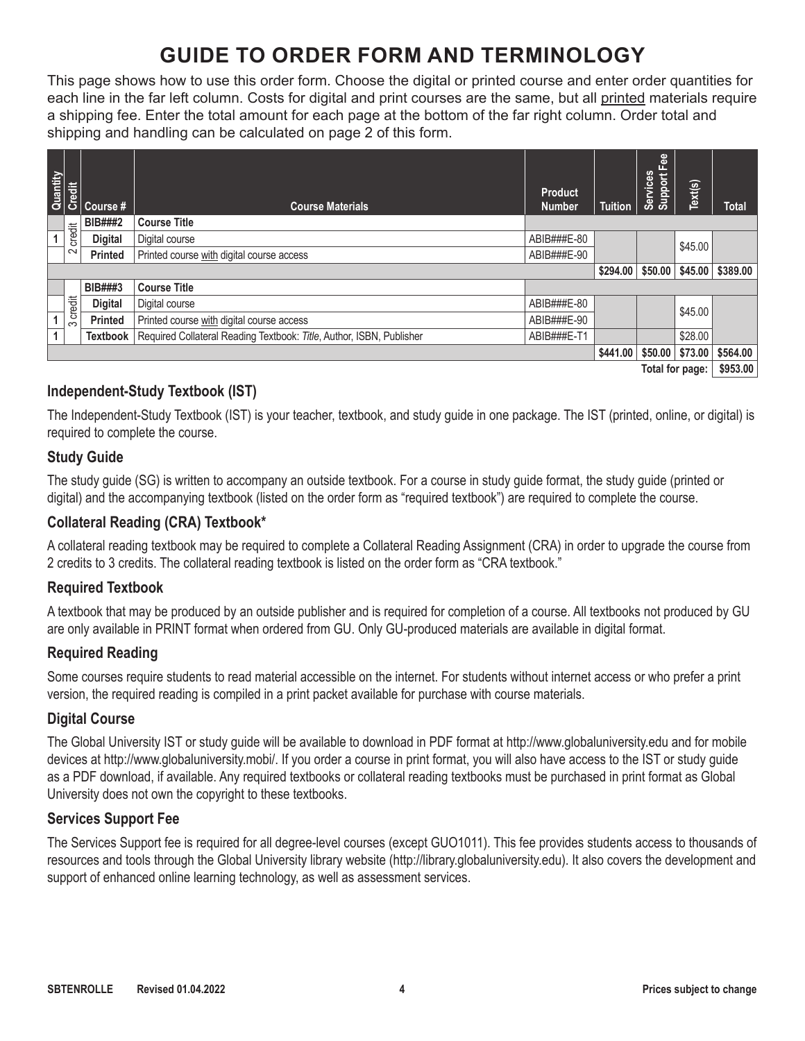# GUIDE TO ORDER FORM AND TERMINOLOGY

This page shows how to use this order form. Choose the digital or printed course and enter order quantities for each line in the far left column. Costs for digital and print courses are the same, but all printed materials require a shipping fee. Enter the total amount for each page at the bottom of the far right column. Order total and shipping and handling can be calculated on page 2 of this form.

| Quantity | Credit | Course # | Course Materials | Product Number | Tuition | Services Support Fee | Text(s) | Total |
|---|---|---|---|---|---|---|---|---|
| | 2 credit | **BIB###2** | **Course Title** | | | | | |
| 1 | | **Digital** | Digital course | ABIB###E-80 | | | $45.00 | |
| | | **Printed** | Printed course with digital course access | ABIB###E-90 | | | | |
| | | | | | **$294.00** | **$50.00** | **$45.00** | **$389.00** |
| | 3 credit | **BIB###3** | **Course Title** | | | | | |
| | | **Digital** | Digital course | ABIB###E-80 | | | $45.00 | |
| 1 | | **Printed** | Printed course with digital course access | ABIB###E-90 | | | | |
| 1 | | **Textbook** | Required Collateral Reading Textbook: *Title*, Author, ISBN, Publisher | ABIB###E-T1 | | | $28.00 | |
| | | | | | **$441.00** | **$50.00** | **$73.00** | **$564.00** |
| | | | | | | | **Total for page:** | **$953.00** |

## Independent-Study Textbook (IST)

The Independent-Study Textbook (IST) is your teacher, textbook, and study guide in one package. The IST (printed, online, or digital) is required to complete the course.

## Study Guide

The study guide (SG) is written to accompany an outside textbook. For a course in study guide format, the study guide (printed or digital) and the accompanying textbook (listed on the order form as "required textbook") are required to complete the course.

## Collateral Reading (CRA) Textbook*

A collateral reading textbook may be required to complete a Collateral Reading Assignment (CRA) in order to upgrade the course from 2 credits to 3 credits. The collateral reading textbook is listed on the order form as "CRA textbook."

## Required Textbook

A textbook that may be produced by an outside publisher and is required for completion of a course. All textbooks not produced by GU are only available in PRINT format when ordered from GU. Only GU-produced materials are available in digital format.

## Required Reading

Some courses require students to read material accessible on the internet. For students without internet access or who prefer a print version, the required reading is compiled in a print packet available for purchase with course materials.

## Digital Course

The Global University IST or study guide will be available to download in PDF format at http://www.globaluniversity.edu and for mobile devices at http://www.globaluniversity.mobi/. If you order a course in print format, you will also have access to the IST or study guide as a PDF download, if available. Any required textbooks or collateral reading textbooks must be purchased in print format as Global University does not own the copyright to these textbooks.

## Services Support Fee

The Services Support fee is required for all degree-level courses (except GUO1011). This fee provides students access to thousands of resources and tools through the Global University library website (http://library.globaluniversity.edu). It also covers the development and support of enhanced online learning technology, as well as assessment services.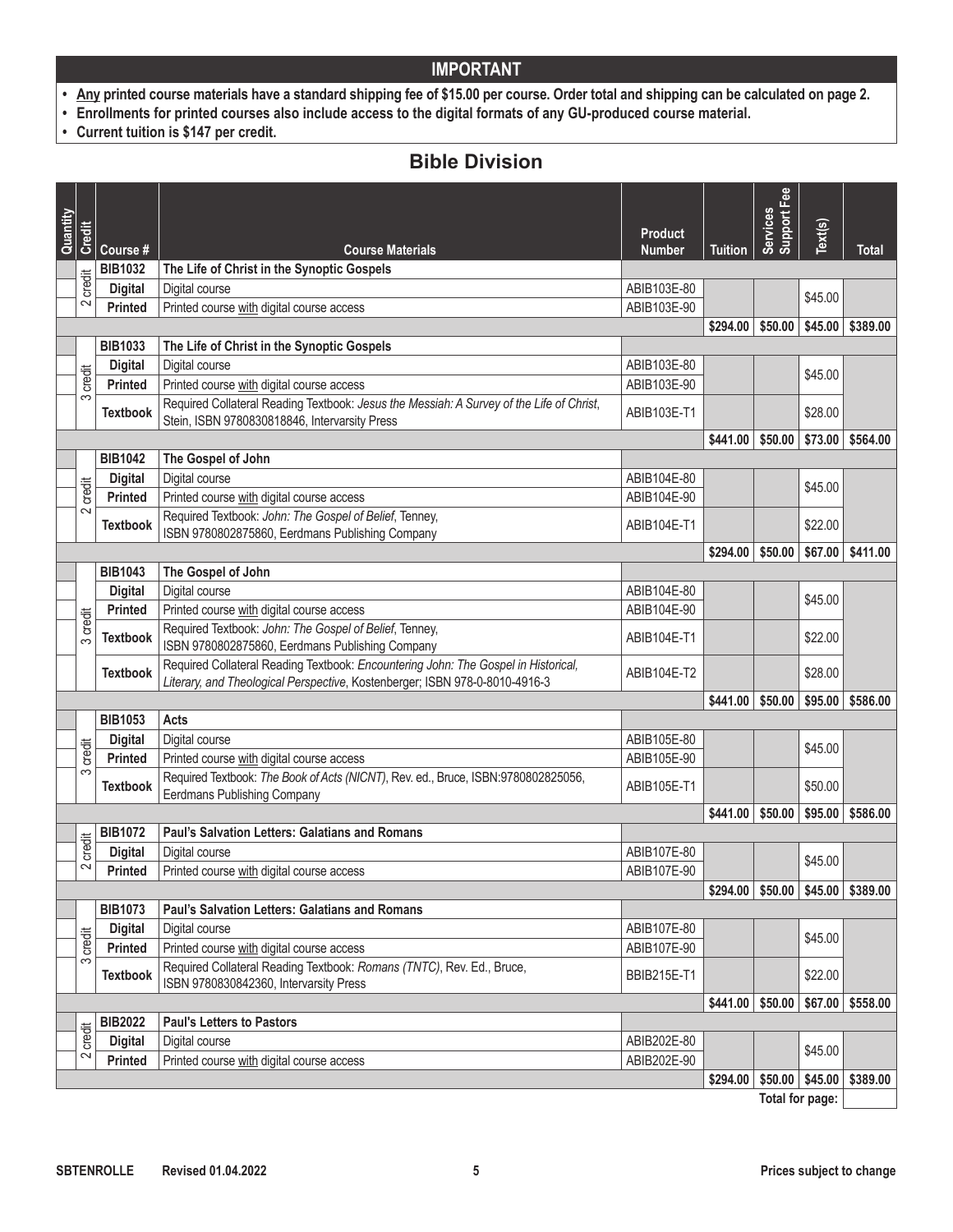## IMPORTANT

- **Any printed course materials have a standard shipping fee of $15.00 per course. Order total and shipping can be calculated on page 2.**
- **Enrollments for printed courses also include access to the digital formats of any GU-produced course material.**
- **Current tuition is $147 per credit.**

## Bible Division

| Quantity | Credit | Course # | Course Materials | Product Number | Tuition | Services Support Fee | Text(s) | Total |
|---|---|---|---|---|---|---|---|---|
| | 2 credit | **BIB1032** | **The Life of Christ in the Synoptic Gospels** | | | | | |
| | | **Digital** | Digital course | ABIB103E-80 | | | $45.00 | |
| | | **Printed** | Printed course with digital course access | ABIB103E-90 | | | | |
| | | | | | **$294.00** | **$50.00** | **$45.00** | **$389.00** |
| | 3 credit | **BIB1033** | **The Life of Christ in the Synoptic Gospels** | | | | | |
| | | **Digital** | Digital course | ABIB103E-80 | | | $45.00 | |
| | | **Printed** | Printed course with digital course access | ABIB103E-90 | | | | |
| | | **Textbook** | Required Collateral Reading Textbook: *Jesus the Messiah: A Survey of the Life of Christ*, Stein, ISBN 9780830818846, Intervarsity Press | ABIB103E-T1 | | | $28.00 | |
| | | | | | **$441.00** | **$50.00** | **$73.00** | **$564.00** |
| | 2 credit | **BIB1042** | **The Gospel of John** | | | | | |
| | | **Digital** | Digital course | ABIB104E-80 | | | $45.00 | |
| | | **Printed** | Printed course with digital course access | ABIB104E-90 | | | | |
| | | **Textbook** | Required Textbook: *John: The Gospel of Belief*, Tenney, ISBN 9780802875860, Eerdmans Publishing Company | ABIB104E-T1 | | | $22.00 | |
| | | | | | **$294.00** | **$50.00** | **$67.00** | **$411.00** |
| | 3 credit | **BIB1043** | **The Gospel of John** | | | | | |
| | | **Digital** | Digital course | ABIB104E-80 | | | $45.00 | |
| | | **Printed** | Printed course with digital course access | ABIB104E-90 | | | | |
| | | **Textbook** | Required Textbook: *John: The Gospel of Belief*, Tenney, ISBN 9780802875860, Eerdmans Publishing Company | ABIB104E-T1 | | | $22.00 | |
| | | **Textbook** | Required Collateral Reading Textbook: *Encountering John: The Gospel in Historical, Literary, and Theological Perspective*, Kostenberger; ISBN 978-0-8010-4916-3 | ABIB104E-T2 | | | $28.00 | |
| | | | | | **$441.00** | **$50.00** | **$95.00** | **$586.00** |
| | 3 credit | **BIB1053** | **Acts** | | | | | |
| | | **Digital** | Digital course | ABIB105E-80 | | | $45.00 | |
| | | **Printed** | Printed course with digital course access | ABIB105E-90 | | | | |
| | | **Textbook** | Required Textbook: *The Book of Acts (NICNT)*, Rev. ed., Bruce, ISBN:9780802825056, Eerdmans Publishing Company | ABIB105E-T1 | | | $50.00 | |
| | | | | | **$441.00** | **$50.00** | **$95.00** | **$586.00** |
| | 2 credit | **BIB1072** | **Paul's Salvation Letters: Galatians and Romans** | | | | | |
| | | **Digital** | Digital course | ABIB107E-80 | | | $45.00 | |
| | | **Printed** | Printed course with digital course access | ABIB107E-90 | | | | |
| | | | | | **$294.00** | **$50.00** | **$45.00** | **$389.00** |
| | 3 credit | **BIB1073** | **Paul's Salvation Letters: Galatians and Romans** | | | | | |
| | | **Digital** | Digital course | ABIB107E-80 | | | $45.00 | |
| | | **Printed** | Printed course with digital course access | ABIB107E-90 | | | | |
| | | **Textbook** | Required Collateral Reading Textbook: *Romans (TNTC)*, Rev. Ed., Bruce, ISBN 9780830842360, Intervarsity Press | BBIB215E-T1 | | | $22.00 | |
| | | | | | **$441.00** | **$50.00** | **$67.00** | **$558.00** |
| | 2 credit | **BIB2022** | **Paul's Letters to Pastors** | | | | | |
| | | **Digital** | Digital course | ABIB202E-80 | | | $45.00 | |
| | | **Printed** | Printed course with digital course access | ABIB202E-90 | | | | |
| | | | | | **$294.00** | **$50.00** | **$45.00** | **$389.00** |
| | | | | | | | **Total for page:** | |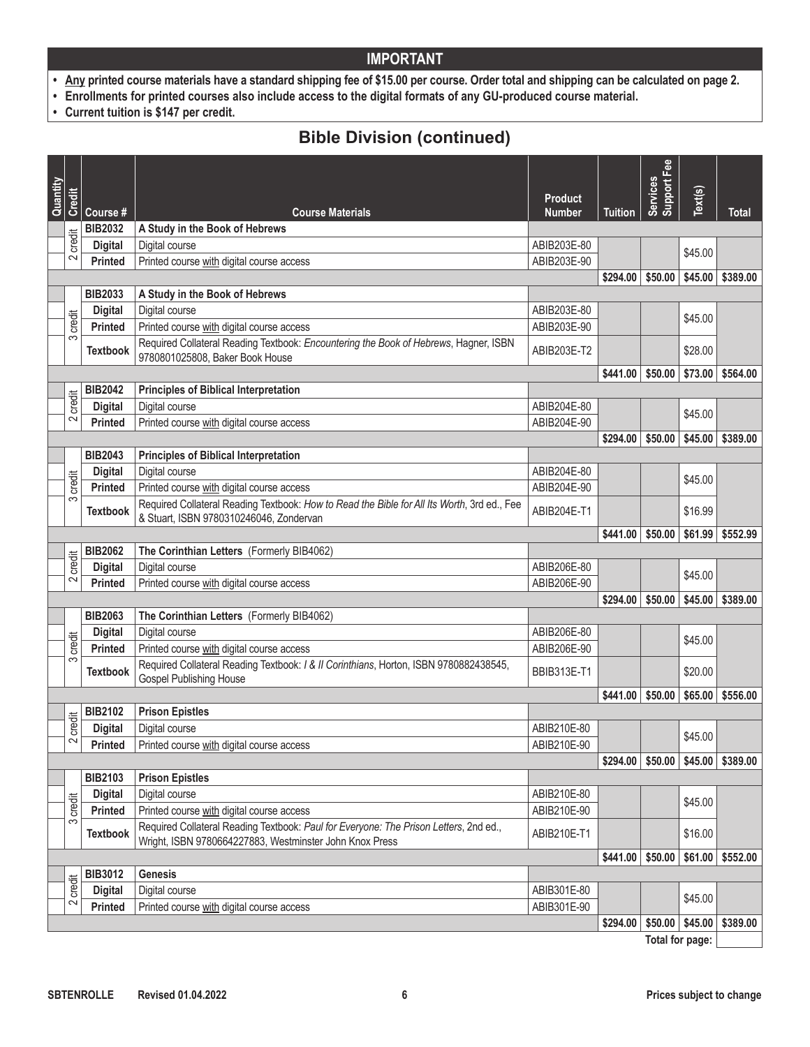## IMPORTANT

- **Any printed course materials have a standard shipping fee of $15.00 per course. Order total and shipping can be calculated on page 2.**
- **Enrollments for printed courses also include access to the digital formats of any GU-produced course material.**
- **Current tuition is $147 per credit.**

## Bible Division (continued)

| Quantity | Credit | Course # | Course Materials | Product Number | Tuition | Services Support Fee | Text(s) | Total |
|---|---|---|---|---|---|---|---|---|
| | 2 credit | **BIB2032** | **A Study in the Book of Hebrews** | | | | | |
| | | **Digital** | Digital course | ABIB203E-80 | | | $45.00 | |
| | | **Printed** | Printed course with digital course access | ABIB203E-90 | | | | |
| | | | | | **$294.00** | **$50.00** | **$45.00** | **$389.00** |
| | 3 credit | **BIB2033** | **A Study in the Book of Hebrews** | | | | | |
| | | **Digital** | Digital course | ABIB203E-80 | | | $45.00 | |
| | | **Printed** | Printed course with digital course access | ABIB203E-90 | | | | |
| | | **Textbook** | Required Collateral Reading Textbook: *Encountering the Book of Hebrews*, Hagner, ISBN 9780801025808, Baker Book House | ABIB203E-T2 | | | $28.00 | |
| | | | | | **$441.00** | **$50.00** | **$73.00** | **$564.00** |
| | 2 credit | **BIB2042** | **Principles of Biblical Interpretation** | | | | | |
| | | **Digital** | Digital course | ABIB204E-80 | | | $45.00 | |
| | | **Printed** | Printed course with digital course access | ABIB204E-90 | | | | |
| | | | | | **$294.00** | **$50.00** | **$45.00** | **$389.00** |
| | 3 credit | **BIB2043** | **Principles of Biblical Interpretation** | | | | | |
| | | **Digital** | Digital course | ABIB204E-80 | | | $45.00 | |
| | | **Printed** | Printed course with digital course access | ABIB204E-90 | | | | |
| | | **Textbook** | Required Collateral Reading Textbook: *How to Read the Bible for All Its Worth*, 3rd ed., Fee & Stuart, ISBN 9780310246046, Zondervan | ABIB204E-T1 | | | $16.99 | |
| | | | | | **$441.00** | **$50.00** | **$61.99** | **$552.99** |
| | 2 credit | **BIB2062** | **The Corinthian Letters** (Formerly BIB4062) | | | | | |
| | | **Digital** | Digital course | ABIB206E-80 | | | $45.00 | |
| | | **Printed** | Printed course with digital course access | ABIB206E-90 | | | | |
| | | | | | **$294.00** | **$50.00** | **$45.00** | **$389.00** |
| | 3 credit | **BIB2063** | **The Corinthian Letters** (Formerly BIB4062) | | | | | |
| | | **Digital** | Digital course | ABIB206E-80 | | | $45.00 | |
| | | **Printed** | Printed course with digital course access | ABIB206E-90 | | | | |
| | | **Textbook** | Required Collateral Reading Textbook: *I & II Corinthians*, Horton, ISBN 9780882438545, Gospel Publishing House | BBIB313E-T1 | | | $20.00 | |
| | | | | | **$441.00** | **$50.00** | **$65.00** | **$556.00** |
| | 2 credit | **BIB2102** | **Prison Epistles** | | | | | |
| | | **Digital** | Digital course | ABIB210E-80 | | | $45.00 | |
| | | **Printed** | Printed course with digital course access | ABIB210E-90 | | | | |
| | | | | | **$294.00** | **$50.00** | **$45.00** | **$389.00** |
| | 3 credit | **BIB2103** | **Prison Epistles** | | | | | |
| | | **Digital** | Digital course | ABIB210E-80 | | | $45.00 | |
| | | **Printed** | Printed course with digital course access | ABIB210E-90 | | | | |
| | | **Textbook** | Required Collateral Reading Textbook: *Paul for Everyone: The Prison Letters*, 2nd ed., Wright, ISBN 9780664227883, Westminster John Knox Press | ABIB210E-T1 | | | $16.00 | |
| | | | | | **$441.00** | **$50.00** | **$61.00** | **$552.00** |
| | 2 credit | **BIB3012** | **Genesis** | | | | | |
| | | **Digital** | Digital course | ABIB301E-80 | | | $45.00 | |
| | | **Printed** | Printed course with digital course access | ABIB301E-90 | | | | |
| | | | | | **$294.00** | **$50.00** | **$45.00** | **$389.00** |
| | | | | | | | **Total for page:** | |

SBTENROLLE Revised 01.04.2022 Prices subject to change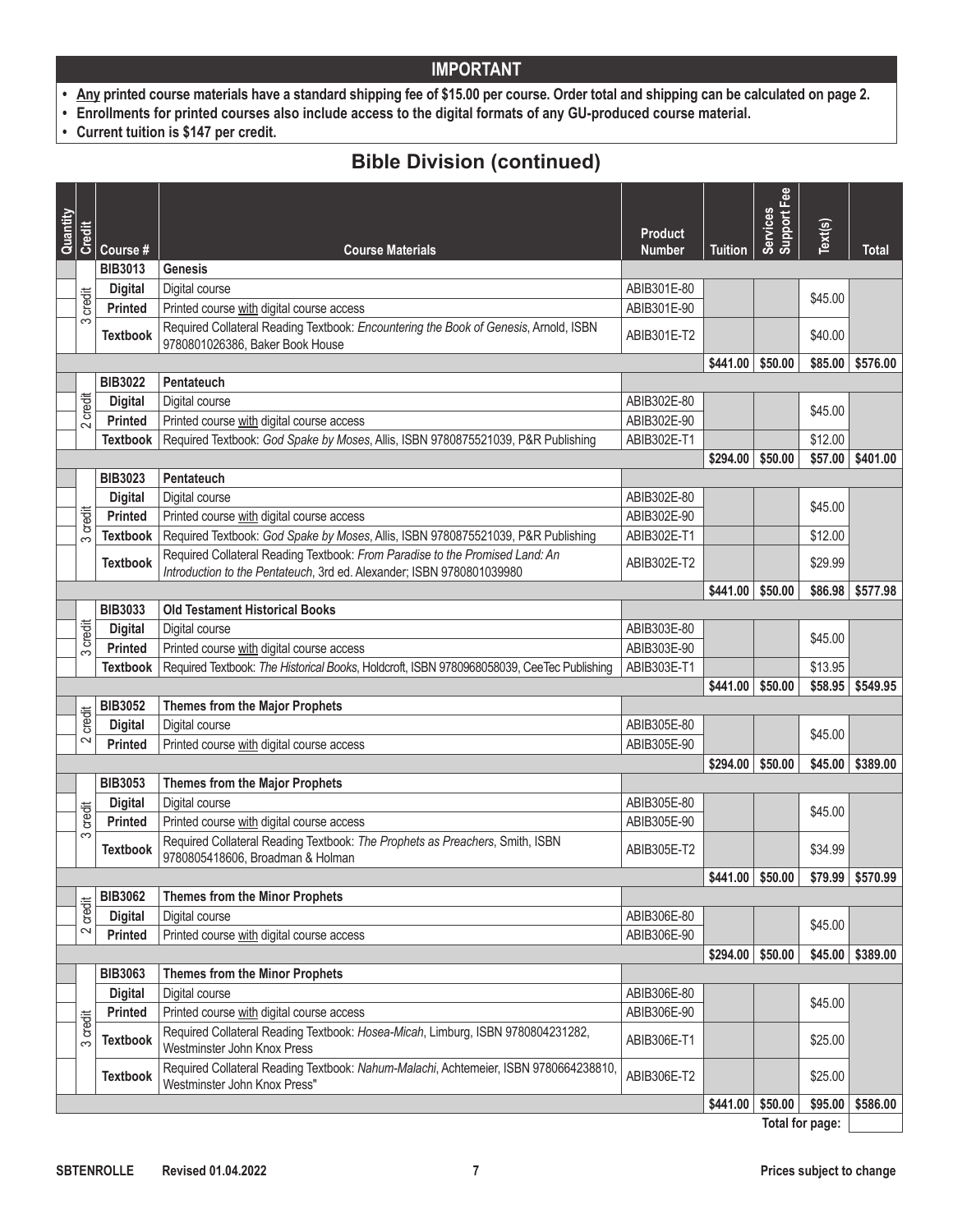## IMPORTANT

- **Any printed course materials have a standard shipping fee of $15.00 per course. Order total and shipping can be calculated on page 2.**
- **Enrollments for printed courses also include access to the digital formats of any GU-produced course material.**
- **Current tuition is $147 per credit.**

## Bible Division (continued)

| Quantity | Credit | Course # | Course Materials | Product Number | Tuition | Services Support Fee | Text(s) | Total |
|---|---|---|---|---|---|---|---|---|
| | | **BIB3013** | **Genesis** | | | | | |
| | 3 credit | **Digital** | Digital course | ABIB301E-80 | | | $45.00 | |
| | | **Printed** | Printed course with digital course access | ABIB301E-90 | | | | |
| | | **Textbook** | Required Collateral Reading Textbook: *Encountering the Book of Genesis*, Arnold, ISBN 9780801026386, Baker Book House | ABIB301E-T2 | | | $40.00 | |
| | | | | | **$441.00** | **$50.00** | **$85.00** | **$576.00** |
| | | **BIB3022** | **Pentateuch** | | | | | |
| | 2 credit | **Digital** | Digital course | ABIB302E-80 | | | $45.00 | |
| | | **Printed** | Printed course with digital course access | ABIB302E-90 | | | | |
| | | **Textbook** | Required Textbook: *God Spake by Moses*, Allis, ISBN 9780875521039, P&R Publishing | ABIB302E-T1 | | | $12.00 | |
| | | | | | **$294.00** | **$50.00** | **$57.00** | **$401.00** |
| | | **BIB3023** | **Pentateuch** | | | | | |
| | 3 credit | **Digital** | Digital course | ABIB302E-80 | | | $45.00 | |
| | | **Printed** | Printed course with digital course access | ABIB302E-90 | | | | |
| | | **Textbook** | Required Textbook: *God Spake by Moses*, Allis, ISBN 9780875521039, P&R Publishing | ABIB302E-T1 | | | $12.00 | |
| | | **Textbook** | Required Collateral Reading Textbook: *From Paradise to the Promised Land: An Introduction to the Pentateuch*, 3rd ed. Alexander; ISBN 9780801039980 | ABIB302E-T2 | | | $29.99 | |
| | | | | | **$441.00** | **$50.00** | **$86.98** | **$577.98** |
| | | **BIB3033** | **Old Testament Historical Books** | | | | | |
| | 3 credit | **Digital** | Digital course | ABIB303E-80 | | | $45.00 | |
| | | **Printed** | Printed course with digital course access | ABIB303E-90 | | | | |
| | | **Textbook** | Required Textbook: *The Historical Books*, Holdcroft, ISBN 9780968058039, CeeTec Publishing | ABIB303E-T1 | | | $13.95 | |
| | | | | | **$441.00** | **$50.00** | **$58.95** | **$549.95** |
| | | **BIB3052** | **Themes from the Major Prophets** | | | | | |
| | 2 credit | **Digital** | Digital course | ABIB305E-80 | | | $45.00 | |
| | | **Printed** | Printed course with digital course access | ABIB305E-90 | | | | |
| | | | | | **$294.00** | **$50.00** | **$45.00** | **$389.00** |
| | | **BIB3053** | **Themes from the Major Prophets** | | | | | |
| | 3 credit | **Digital** | Digital course | ABIB305E-80 | | | $45.00 | |
| | | **Printed** | Printed course with digital course access | ABIB305E-90 | | | | |
| | | **Textbook** | Required Collateral Reading Textbook: *The Prophets as Preachers*, Smith, ISBN 9780805418606, Broadman & Holman | ABIB305E-T2 | | | $34.99 | |
| | | | | | **$441.00** | **$50.00** | **$79.99** | **$570.99** |
| | | **BIB3062** | **Themes from the Minor Prophets** | | | | | |
| | 2 credit | **Digital** | Digital course | ABIB306E-80 | | | $45.00 | |
| | | **Printed** | Printed course with digital course access | ABIB306E-90 | | | | |
| | | | | | **$294.00** | **$50.00** | **$45.00** | **$389.00** |
| | | **BIB3063** | **Themes from the Minor Prophets** | | | | | |
| | 3 credit | **Digital** | Digital course | ABIB306E-80 | | | $45.00 | |
| | | **Printed** | Printed course with digital course access | ABIB306E-90 | | | | |
| | | **Textbook** | Required Collateral Reading Textbook: *Hosea-Micah*, Limburg, ISBN 9780804231282, Westminster John Knox Press | ABIB306E-T1 | | | $25.00 | |
| | | **Textbook** | Required Collateral Reading Textbook: *Nahum-Malachi*, Achtemeier, ISBN 9780664238810, Westminster John Knox Press" | ABIB306E-T2 | | | $25.00 | |
| | | | | | **$441.00** | **$50.00** | **$95.00** | **$586.00** |
| | | | | | | | **Total for page:** | |

SBTENROLLE Revised 01.04.2022 Prices subject to change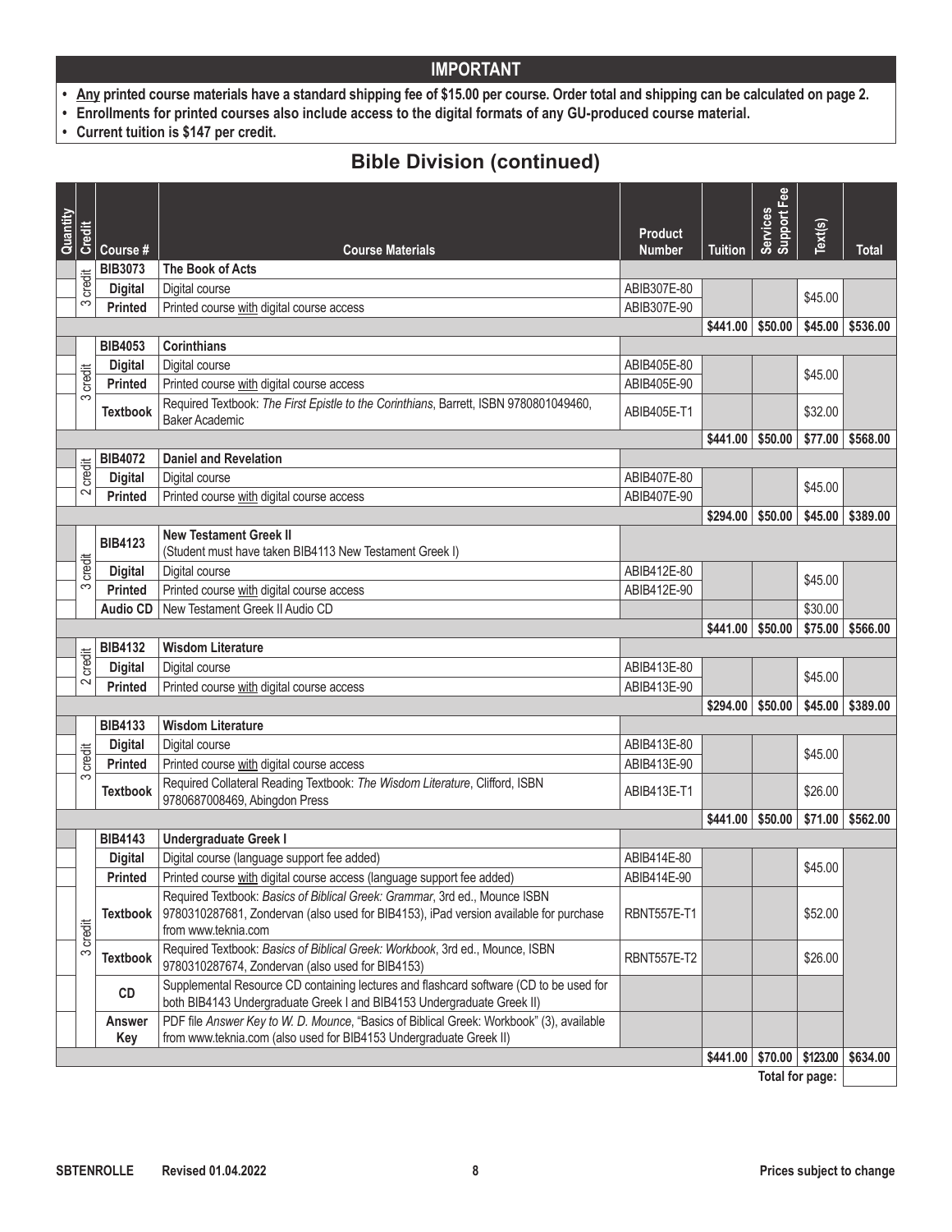## IMPORTANT

- **Any printed course materials have a standard shipping fee of $15.00 per course. Order total and shipping can be calculated on page 2.**
- **Enrollments for printed courses also include access to the digital formats of any GU-produced course material.**
- **Current tuition is $147 per credit.**

# Bible Division (continued)

| Quantity | Credit | Course # | Course Materials | Product Number | Tuition | Services Support Fee | Text(s) | Total |
|---|---|---|---|---|---|---|---|---|
| | 3 credit | **BIB3073** | **The Book of Acts** | | | | | |
| | | **Digital** | Digital course | ABIB307E-80 | | | $45.00 | |
| | | **Printed** | Printed course with digital course access | ABIB307E-90 | | | | |
| | | | | | **$441.00** | **$50.00** | **$45.00** | **$536.00** |
| | 3 credit | **BIB4053** | **Corinthians** | | | | | |
| | | **Digital** | Digital course | ABIB405E-80 | | | $45.00 | |
| | | **Printed** | Printed course with digital course access | ABIB405E-90 | | | | |
| | | **Textbook** | Required Textbook: *The First Epistle to the Corinthians*, Barrett, ISBN 9780801049460, Baker Academic | ABIB405E-T1 | | | $32.00 | |
| | | | | | **$441.00** | **$50.00** | **$77.00** | **$568.00** |
| | 2 credit | **BIB4072** | **Daniel and Revelation** | | | | | |
| | | **Digital** | Digital course | ABIB407E-80 | | | $45.00 | |
| | | **Printed** | Printed course with digital course access | ABIB407E-90 | | | | |
| | | | | | **$294.00** | **$50.00** | **$45.00** | **$389.00** |
| | 3 credit | **BIB4123** | **New Testament Greek II** (Student must have taken BIB4113 New Testament Greek I) | | | | | |
| | | **Digital** | Digital course | ABIB412E-80 | | | $45.00 | |
| | | **Printed** | Printed course with digital course access | ABIB412E-90 | | | | |
| | | **Audio CD** | New Testament Greek II Audio CD | | | | $30.00 | |
| | | | | | **$441.00** | **$50.00** | **$75.00** | **$566.00** |
| | 2 credit | **BIB4132** | **Wisdom Literature** | | | | | |
| | | **Digital** | Digital course | ABIB413E-80 | | | $45.00 | |
| | | **Printed** | Printed course with digital course access | ABIB413E-90 | | | | |
| | | | | | **$294.00** | **$50.00** | **$45.00** | **$389.00** |
| | 3 credit | **BIB4133** | **Wisdom Literature** | | | | | |
| | | **Digital** | Digital course | ABIB413E-80 | | | $45.00 | |
| | | **Printed** | Printed course with digital course access | ABIB413E-90 | | | | |
| | | **Textbook** | Required Collateral Reading Textbook: *The Wisdom Literature*, Clifford, ISBN 9780687008469, Abingdon Press | ABIB413E-T1 | | | $26.00 | |
| | | | | | **$441.00** | **$50.00** | **$71.00** | **$562.00** |
| | 3 credit | **BIB4143** | **Undergraduate Greek I** | | | | | |
| | | **Digital** | Digital course (language support fee added) | ABIB414E-80 | | | $45.00 | |
| | | **Printed** | Printed course with digital course access (language support fee added) | ABIB414E-90 | | | | |
| | | **Textbook** | Required Textbook: *Basics of Biblical Greek: Grammar*, 3rd ed., Mounce ISBN 9780310287681, Zondervan (also used for BIB4153), iPad version available for purchase from www.teknia.com | RBNT557E-T1 | | | $52.00 | |
| | | **Textbook** | Required Textbook: *Basics of Biblical Greek: Workbook*, 3rd ed., Mounce, ISBN 9780310287674, Zondervan (also used for BIB4153) | RBNT557E-T2 | | | $26.00 | |
| | | **CD** | Supplemental Resource CD containing lectures and flashcard software (CD to be used for both BIB4143 Undergraduate Greek I and BIB4153 Undergraduate Greek II) | | | | | |
| | | **Answer Key** | PDF file *Answer Key to W. D. Mounce*, "Basics of Biblical Greek: Workbook" (3), available from www.teknia.com (also used for BIB4153 Undergraduate Greek II) | | | | | |
| | | | | | **$441.00** | **$70.00** | **$123.00** | **$634.00** |
| | | | | | | | **Total for page:** | |

SBTENROLLE Revised 01.04.2022 — Prices subject to change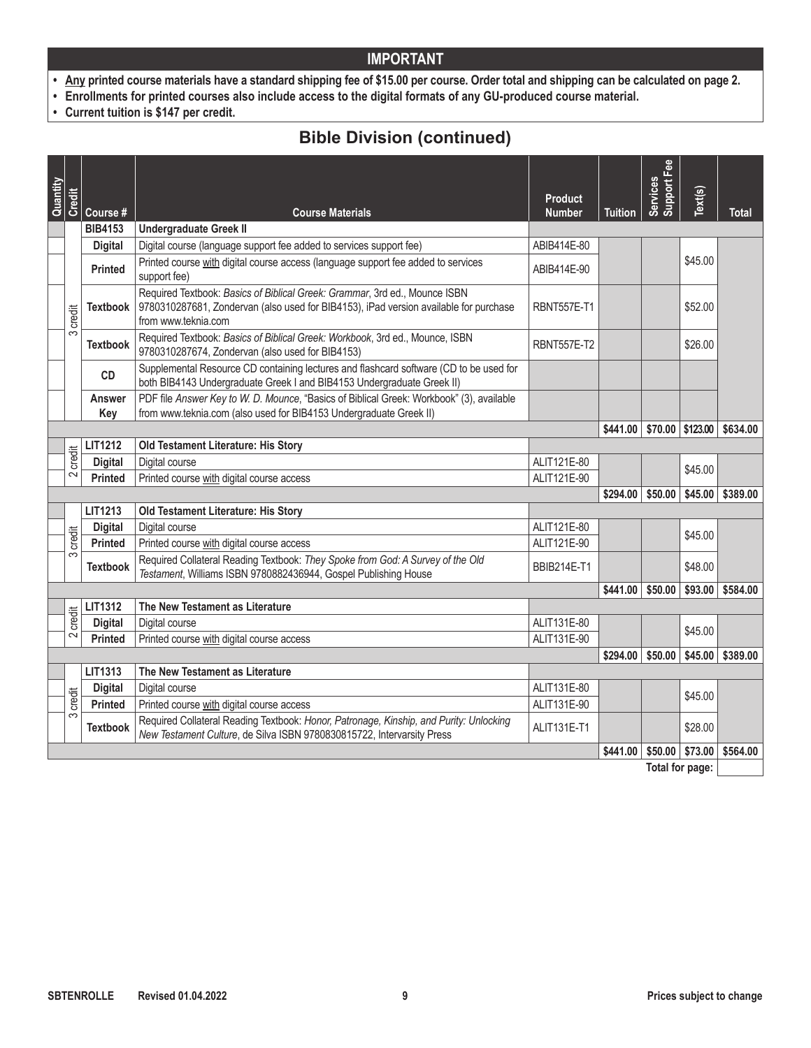## IMPORTANT

- **Any printed course materials have a standard shipping fee of $15.00 per course. Order total and shipping can be calculated on page 2.**
- **Enrollments for printed courses also include access to the digital formats of any GU-produced course material.**
- **Current tuition is $147 per credit.**

# Bible Division (continued)

| Quantity | Credit | Course # | Course Materials | Product Number | Tuition | Services Support Fee | Text(s) | Total |
|---|---|---|---|---|---|---|---|---|
| | 3 credit | **BIB4153** | **Undergraduate Greek II** | | | | | |
| | | **Digital** | Digital course (language support fee added to services support fee) | ABIB414E-80 | | | $45.00 | |
| | | **Printed** | Printed course with digital course access (language support fee added to services support fee) | ABIB414E-90 | | | | |
| | | **Textbook** | Required Textbook: *Basics of Biblical Greek: Grammar*, 3rd ed., Mounce ISBN 9780310287681, Zondervan (also used for BIB4153), iPad version available for purchase from www.teknia.com | RBNT557E-T1 | | | $52.00 | |
| | | **Textbook** | Required Textbook: *Basics of Biblical Greek: Workbook*, 3rd ed., Mounce, ISBN 9780310287674, Zondervan (also used for BIB4153) | RBNT557E-T2 | | | $26.00 | |
| | | **CD** | Supplemental Resource CD containing lectures and flashcard software (CD to be used for both BIB4143 Undergraduate Greek I and BIB4153 Undergraduate Greek II) | | | | | |
| | | **Answer Key** | PDF file *Answer Key to W. D. Mounce*, "Basics of Biblical Greek: Workbook" (3), available from www.teknia.com (also used for BIB4153 Undergraduate Greek II) | | | | | |
| | | | | | **$441.00** | **$70.00** | **$123.00** | **$634.00** |
| | 2 credit | **LIT1212** | **Old Testament Literature: His Story** | | | | | |
| | | **Digital** | Digital course | ALIT121E-80 | | | $45.00 | |
| | | **Printed** | Printed course with digital course access | ALIT121E-90 | | | | |
| | | | | | **$294.00** | **$50.00** | **$45.00** | **$389.00** |
| | 3 credit | **LIT1213** | **Old Testament Literature: His Story** | | | | | |
| | | **Digital** | Digital course | ALIT121E-80 | | | $45.00 | |
| | | **Printed** | Printed course with digital course access | ALIT121E-90 | | | | |
| | | **Textbook** | Required Collateral Reading Textbook: *They Spoke from God: A Survey of the Old Testament*, Williams ISBN 9780882436944, Gospel Publishing House | BBIB214E-T1 | | | $48.00 | |
| | | | | | **$441.00** | **$50.00** | **$93.00** | **$584.00** |
| | 2 credit | **LIT1312** | **The New Testament as Literature** | | | | | |
| | | **Digital** | Digital course | ALIT131E-80 | | | $45.00 | |
| | | **Printed** | Printed course with digital course access | ALIT131E-90 | | | | |
| | | | | | **$294.00** | **$50.00** | **$45.00** | **$389.00** |
| | 3 credit | **LIT1313** | **The New Testament as Literature** | | | | | |
| | | **Digital** | Digital course | ALIT131E-80 | | | $45.00 | |
| | | **Printed** | Printed course with digital course access | ALIT131E-90 | | | | |
| | | **Textbook** | Required Collateral Reading Textbook: *Honor, Patronage, Kinship, and Purity: Unlocking New Testament Culture*, de Silva ISBN 9780830815722, Intervarsity Press | ALIT131E-T1 | | | $28.00 | |
| | | | | | **$441.00** | **$50.00** | **$73.00** | **$564.00** |
| | | | | | | | **Total for page:** | |

SBTENROLLE Revised 01.04.2022 Prices subject to change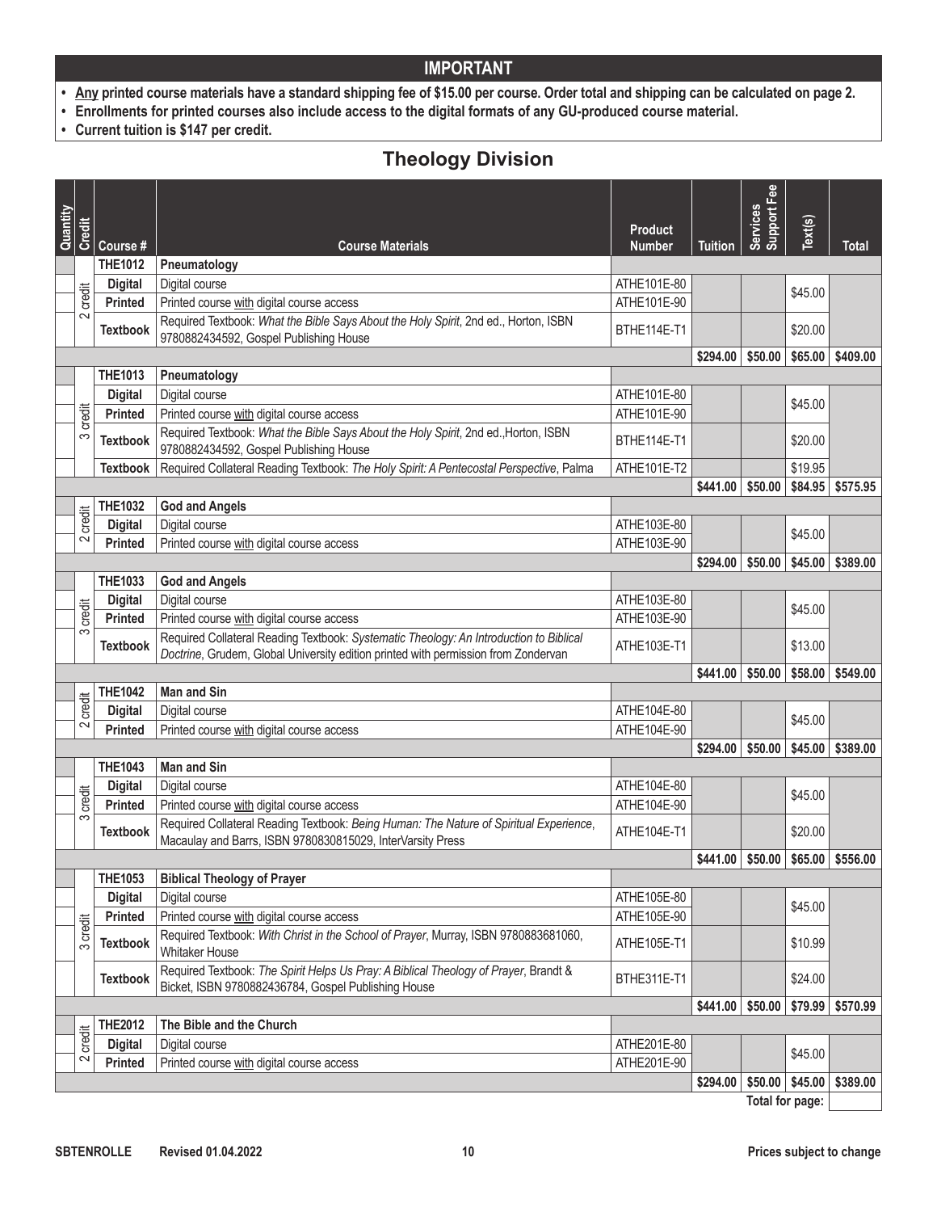**IMPORTANT**

- **Any printed course materials have a standard shipping fee of $15.00 per course. Order total and shipping can be calculated on page 2.**
- **Enrollments for printed courses also include access to the digital formats of any GU-produced course material.**
- **Current tuition is $147 per credit.**

## Theology Division

| Quantity | Credit | Course # | Course Materials | Product Number | Tuition | Services Support Fee | Text(s) | Total |
|---|---|---|---|---|---|---|---|---|
| | 2 credit | THE1012 | Pneumatology | | | | | |
| | | Digital | Digital course | ATHE101E-80 | | | $45.00 | |
| | | Printed | Printed course with digital course access | ATHE101E-90 | | | | |
| | | Textbook | Required Textbook: *What the Bible Says About the Holy Spirit*, 2nd ed., Horton, ISBN 9780882434592, Gospel Publishing House | BTHE114E-T1 | | | $20.00 | |
| | | | | | $294.00 | $50.00 | $65.00 | $409.00 |
| | 3 credit | THE1013 | Pneumatology | | | | | |
| | | Digital | Digital course | ATHE101E-80 | | | $45.00 | |
| | | Printed | Printed course with digital course access | ATHE101E-90 | | | | |
| | | Textbook | Required Textbook: *What the Bible Says About the Holy Spirit*, 2nd ed.,Horton, ISBN 9780882434592, Gospel Publishing House | BTHE114E-T1 | | | $20.00 | |
| | | Textbook | Required Collateral Reading Textbook: *The Holy Spirit: A Pentecostal Perspective*, Palma | ATHE101E-T2 | | | $19.95 | |
| | | | | | $441.00 | $50.00 | $84.95 | $575.95 |
| | 2 credit | THE1032 | God and Angels | | | | | |
| | | Digital | Digital course | ATHE103E-80 | | | $45.00 | |
| | | Printed | Printed course with digital course access | ATHE103E-90 | | | | |
| | | | | | $294.00 | $50.00 | $45.00 | $389.00 |
| | 3 credit | THE1033 | God and Angels | | | | | |
| | | Digital | Digital course | ATHE103E-80 | | | $45.00 | |
| | | Printed | Printed course with digital course access | ATHE103E-90 | | | | |
| | | Textbook | Required Collateral Reading Textbook: *Systematic Theology: An Introduction to Biblical Doctrine*, Grudem, Global University edition printed with permission from Zondervan | ATHE103E-T1 | | | $13.00 | |
| | | | | | $441.00 | $50.00 | $58.00 | $549.00 |
| | 2 credit | THE1042 | Man and Sin | | | | | |
| | | Digital | Digital course | ATHE104E-80 | | | $45.00 | |
| | | Printed | Printed course with digital course access | ATHE104E-90 | | | | |
| | | | | | $294.00 | $50.00 | $45.00 | $389.00 |
| | 3 credit | THE1043 | Man and Sin | | | | | |
| | | Digital | Digital course | ATHE104E-80 | | | $45.00 | |
| | | Printed | Printed course with digital course access | ATHE104E-90 | | | | |
| | | Textbook | Required Collateral Reading Textbook: *Being Human: The Nature of Spiritual Experience*, Macaulay and Barrs, ISBN 9780830815029, InterVarsity Press | ATHE104E-T1 | | | $20.00 | |
| | | | | | $441.00 | $50.00 | $65.00 | $556.00 |
| | 3 credit | THE1053 | Biblical Theology of Prayer | | | | | |
| | | Digital | Digital course | ATHE105E-80 | | | $45.00 | |
| | | Printed | Printed course with digital course access | ATHE105E-90 | | | | |
| | | Textbook | Required Textbook: *With Christ in the School of Prayer*, Murray, ISBN 9780883681060, Whitaker House | ATHE105E-T1 | | | $10.99 | |
| | | Textbook | Required Textbook: *The Spirit Helps Us Pray: A Biblical Theology of Prayer*, Brandt & Bicket, ISBN 9780882436784, Gospel Publishing House | BTHE311E-T1 | | | $24.00 | |
| | | | | | $441.00 | $50.00 | $79.99 | $570.99 |
| | 2 credit | THE2012 | The Bible and the Church | | | | | |
| | | Digital | Digital course | ATHE201E-80 | | | $45.00 | |
| | | Printed | Printed course with digital course access | ATHE201E-90 | | | | |
| | | | | | $294.00 | $50.00 | $45.00 | $389.00 |
| | | | | | | | Total for page: | |

SBTENROLLE Revised 01.04.2022 Prices subject to change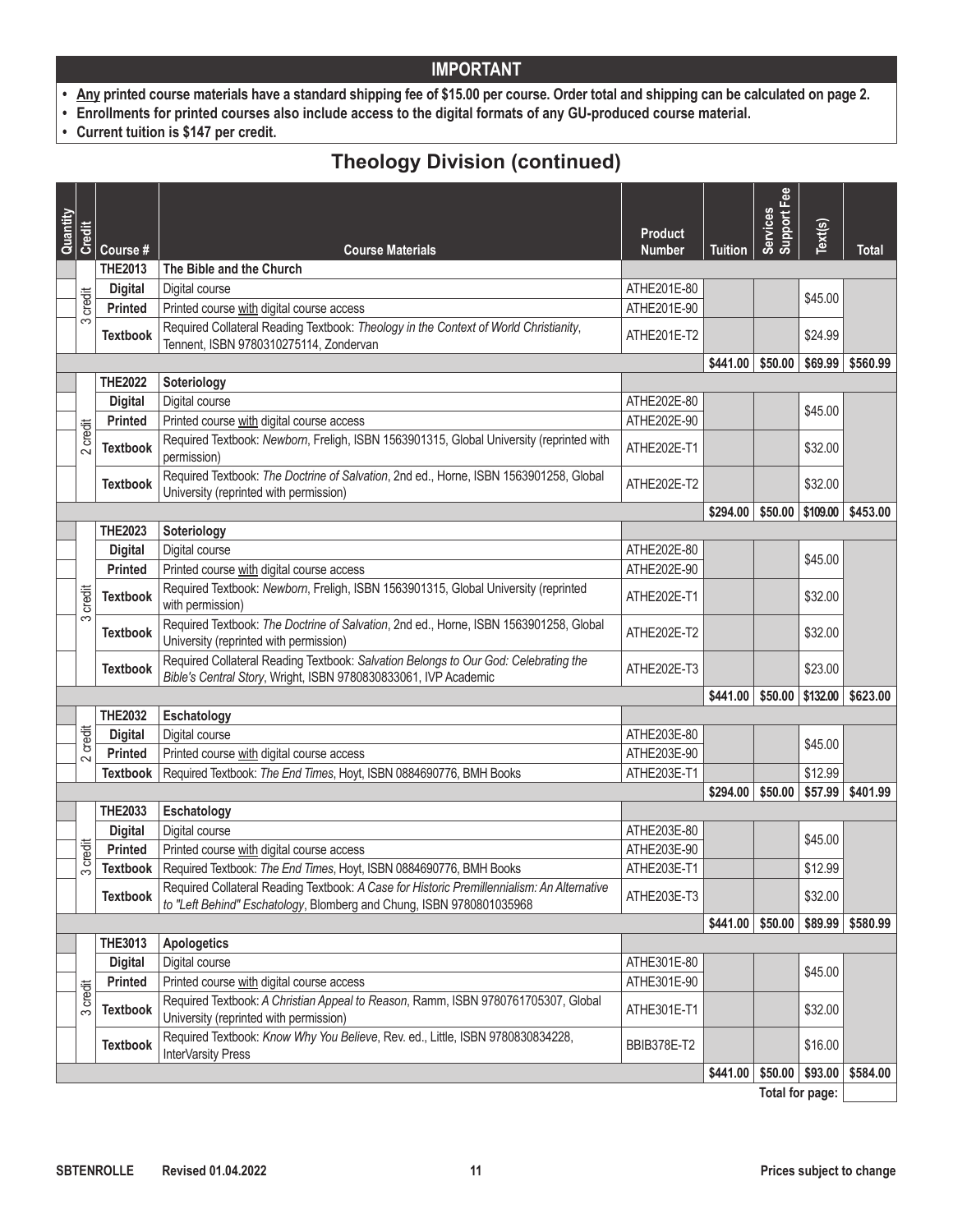## IMPORTANT

- **Any printed course materials have a standard shipping fee of $15.00 per course. Order total and shipping can be calculated on page 2.**
- **Enrollments for printed courses also include access to the digital formats of any GU-produced course material.**
- **Current tuition is $147 per credit.**

## Theology Division (continued)

| Quantity | Credit | Course # | Course Materials | Product Number | Tuition | Services Support Fee | Text(s) | Total |
|---|---|---|---|---|---|---|---|---|
| | | **THE2013** | **The Bible and the Church** | | | | | |
| | 3 credit | **Digital** | Digital course | ATHE201E-80 | | | $45.00 | |
| | | **Printed** | Printed course with digital course access | ATHE201E-90 | | | | |
| | | **Textbook** | Required Collateral Reading Textbook: *Theology in the Context of World Christianity*, Tennent, ISBN 9780310275114, Zondervan | ATHE201E-T2 | | | $24.99 | |
| | | | | | $441.00 | $50.00 | $69.99 | $560.99 |
| | | **THE2022** | **Soteriology** | | | | | |
| | 2 credit | **Digital** | Digital course | ATHE202E-80 | | | $45.00 | |
| | | **Printed** | Printed course with digital course access | ATHE202E-90 | | | | |
| | | **Textbook** | Required Textbook: *Newborn*, Freligh, ISBN 1563901315, Global University (reprinted with permission) | ATHE202E-T1 | | | $32.00 | |
| | | **Textbook** | Required Textbook: *The Doctrine of Salvation*, 2nd ed., Horne, ISBN 1563901258, Global University (reprinted with permission) | ATHE202E-T2 | | | $32.00 | |
| | | | | | $294.00 | $50.00 | $109.00 | $453.00 |
| | | **THE2023** | **Soteriology** | | | | | |
| | 3 credit | **Digital** | Digital course | ATHE202E-80 | | | $45.00 | |
| | | **Printed** | Printed course with digital course access | ATHE202E-90 | | | | |
| | | **Textbook** | Required Textbook: *Newborn*, Freligh, ISBN 1563901315, Global University (reprinted with permission) | ATHE202E-T1 | | | $32.00 | |
| | | **Textbook** | Required Textbook: *The Doctrine of Salvation*, 2nd ed., Horne, ISBN 1563901258, Global University (reprinted with permission) | ATHE202E-T2 | | | $32.00 | |
| | | **Textbook** | Required Collateral Reading Textbook: *Salvation Belongs to Our God: Celebrating the Bible's Central Story*, Wright, ISBN 9780830833061, IVP Academic | ATHE202E-T3 | | | $23.00 | |
| | | | | | $441.00 | $50.00 | $132.00 | $623.00 |
| | | **THE2032** | **Eschatology** | | | | | |
| | 2 credit | **Digital** | Digital course | ATHE203E-80 | | | $45.00 | |
| | | **Printed** | Printed course with digital course access | ATHE203E-90 | | | | |
| | | **Textbook** | Required Textbook: *The End Times*, Hoyt, ISBN 0884690776, BMH Books | ATHE203E-T1 | | | $12.99 | |
| | | | | | $294.00 | $50.00 | $57.99 | $401.99 |
| | | **THE2033** | **Eschatology** | | | | | |
| | 3 credit | **Digital** | Digital course | ATHE203E-80 | | | $45.00 | |
| | | **Printed** | Printed course with digital course access | ATHE203E-90 | | | | |
| | | **Textbook** | Required Textbook: *The End Times*, Hoyt, ISBN 0884690776, BMH Books | ATHE203E-T1 | | | $12.99 | |
| | | **Textbook** | Required Collateral Reading Textbook: *A Case for Historic Premillennialism: An Alternative to "Left Behind" Eschatology*, Blomberg and Chung, ISBN 9780801035968 | ATHE203E-T3 | | | $32.00 | |
| | | | | | $441.00 | $50.00 | $89.99 | $580.99 |
| | | **THE3013** | **Apologetics** | | | | | |
| | 3 credit | **Digital** | Digital course | ATHE301E-80 | | | $45.00 | |
| | | **Printed** | Printed course with digital course access | ATHE301E-90 | | | | |
| | | **Textbook** | Required Textbook: *A Christian Appeal to Reason*, Ramm, ISBN 9780761705307, Global University (reprinted with permission) | ATHE301E-T1 | | | $32.00 | |
| | | **Textbook** | Required Textbook: *Know Why You Believe*, Rev. ed., Little, ISBN 9780830834228, InterVarsity Press | BBIB378E-T2 | | | $16.00 | |
| | | | | | $441.00 | $50.00 | $93.00 | $584.00 |

**Total for page:** 

SBTENROLLE Revised 01.04.2022 Prices subject to change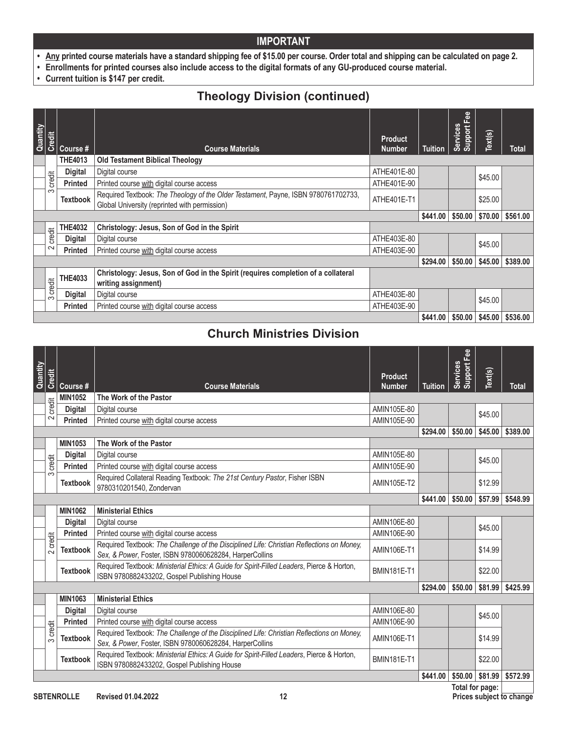## IMPORTANT

- **Any printed course materials have a standard shipping fee of $15.00 per course. Order total and shipping can be calculated on page 2.**
- **Enrollments for printed courses also include access to the digital formats of any GU-produced course material.**
- **Current tuition is $147 per credit.**

## Theology Division (continued)

| Quantity | Credit | Course # | Course Materials | Product Number | Tuition | Services Support Fee | Text(s) | Total |
|---|---|---|---|---|---|---|---|---|
| | | **THE4013** | **Old Testament Biblical Theology** | | | | | |
| | 3 credit | **Digital** | Digital course | ATHE401E-80 | | | $45.00 | |
| | | **Printed** | Printed course with digital course access | ATHE401E-90 | | | | |
| | | **Textbook** | Required Textbook: *The Theology of the Older Testament*, Payne, ISBN 9780761702733, Global University (reprinted with permission) | ATHE401E-T1 | | | $25.00 | |
| | | | | | **$441.00** | **$50.00** | **$70.00** | **$561.00** |
| | | **THE4032** | **Christology: Jesus, Son of God in the Spirit** | | | | | |
| | 2 credit | **Digital** | Digital course | ATHE403E-80 | | | $45.00 | |
| | | **Printed** | Printed course with digital course access | ATHE403E-90 | | | | |
| | | | | | **$294.00** | **$50.00** | **$45.00** | **$389.00** |
| | | **THE4033** | **Christology: Jesus, Son of God in the Spirit (requires completion of a collateral writing assignment)** | | | | | |
| | 3 credit | **Digital** | Digital course | ATHE403E-80 | | | $45.00 | |
| | | **Printed** | Printed course with digital course access | ATHE403E-90 | | | | |
| | | | | | **$441.00** | **$50.00** | **$45.00** | **$536.00** |

## Church Ministries Division

| Quantity | Credit | Course # | Course Materials | Product Number | Tuition | Services Support Fee | Text(s) | Total |
|---|---|---|---|---|---|---|---|---|
| | | **MIN1052** | **The Work of the Pastor** | | | | | |
| | 2 credit | **Digital** | Digital course | AMIN105E-80 | | | $45.00 | |
| | | **Printed** | Printed course with digital course access | AMIN105E-90 | | | | |
| | | | | | **$294.00** | **$50.00** | **$45.00** | **$389.00** |
| | | **MIN1053** | **The Work of the Pastor** | | | | | |
| | 3 credit | **Digital** | Digital course | AMIN105E-80 | | | $45.00 | |
| | | **Printed** | Printed course with digital course access | AMIN105E-90 | | | | |
| | | **Textbook** | Required Collateral Reading Textbook: *The 21st Century Pastor*, Fisher ISBN 9780310201540, Zondervan | AMIN105E-T2 | | | $12.99 | |
| | | | | | **$441.00** | **$50.00** | **$57.99** | **$548.99** |
| | | **MIN1062** | **Ministerial Ethics** | | | | | |
| | 2 credit | **Digital** | Digital course | AMIN106E-80 | | | $45.00 | |
| | | **Printed** | Printed course with digital course access | AMIN106E-90 | | | | |
| | | **Textbook** | Required Textbook: *The Challenge of the Disciplined Life: Christian Reflections on Money, Sex, & Power*, Foster, ISBN 9780060628284, HarperCollins | AMIN106E-T1 | | | $14.99 | |
| | | **Textbook** | Required Textbook: *Ministerial Ethics: A Guide for Spirit-Filled Leaders*, Pierce & Horton, ISBN 9780882433202, Gospel Publishing House | BMIN181E-T1 | | | $22.00 | |
| | | | | | **$294.00** | **$50.00** | **$81.99** | **$425.99** |
| | | **MIN1063** | **Ministerial Ethics** | | | | | |
| | 3 credit | **Digital** | Digital course | AMIN106E-80 | | | $45.00 | |
| | | **Printed** | Printed course with digital course access | AMIN106E-90 | | | | |
| | | **Textbook** | Required Textbook: *The Challenge of the Disciplined Life: Christian Reflections on Money, Sex, & Power*, Foster, ISBN 9780060628284, HarperCollins | AMIN106E-T1 | | | $14.99 | |
| | | **Textbook** | Required Textbook: *Ministerial Ethics: A Guide for Spirit-Filled Leaders*, Pierce & Horton, ISBN 9780882433202, Gospel Publishing House | BMIN181E-T1 | | | $22.00 | |
| | | | | | **$441.00** | **$50.00** | **$81.99** | **$572.99** |

**Total for page:** 

**SBTENROLLE Revised 01.04.2022**

**Prices subject to change**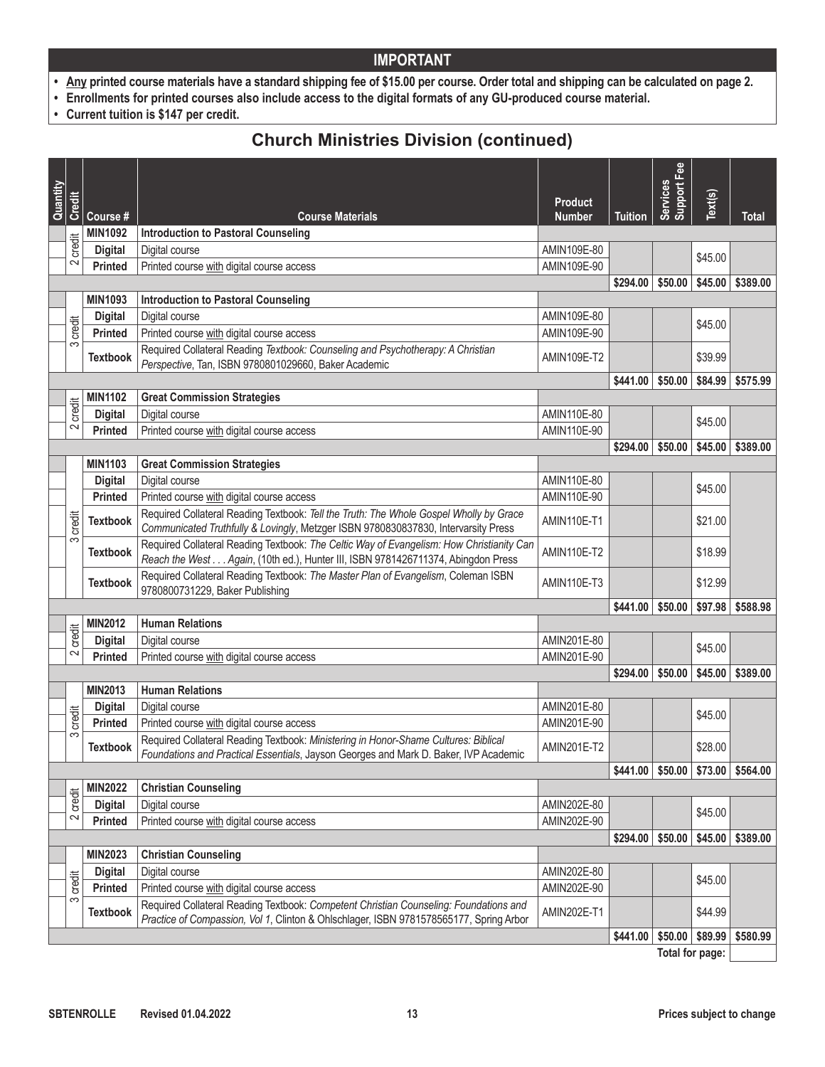## IMPORTANT

- **Any printed course materials have a standard shipping fee of $15.00 per course. Order total and shipping can be calculated on page 2.**
- **Enrollments for printed courses also include access to the digital formats of any GU-produced course material.**
- **Current tuition is $147 per credit.**

# Church Ministries Division (continued)

| Quantity | Credit | Course # | Course Materials | Product Number | Tuition | Services Support Fee | Text(s) | Total |
|---|---|---|---|---|---|---|---|---|
| | 2 credit | **MIN1092** | **Introduction to Pastoral Counseling** | | | | | |
| | | **Digital** | Digital course | AMIN109E-80 | | | $45.00 | |
| | | **Printed** | Printed course with digital course access | AMIN109E-90 | | | | |
| | | | | | **$294.00** | **$50.00** | **$45.00** | **$389.00** |
| | 3 credit | **MIN1093** | **Introduction to Pastoral Counseling** | | | | | |
| | | **Digital** | Digital course | AMIN109E-80 | | | $45.00 | |
| | | **Printed** | Printed course with digital course access | AMIN109E-90 | | | | |
| | | **Textbook** | Required Collateral Reading *Textbook: Counseling and Psychotherapy: A Christian Perspective*, Tan, ISBN 9780801029660, Baker Academic | AMIN109E-T2 | | | $39.99 | |
| | | | | | **$441.00** | **$50.00** | **$84.99** | **$575.99** |
| | 2 credit | **MIN1102** | **Great Commission Strategies** | | | | | |
| | | **Digital** | Digital course | AMIN110E-80 | | | $45.00 | |
| | | **Printed** | Printed course with digital course access | AMIN110E-90 | | | | |
| | | | | | **$294.00** | **$50.00** | **$45.00** | **$389.00** |
| | 3 credit | **MIN1103** | **Great Commission Strategies** | | | | | |
| | | **Digital** | Digital course | AMIN110E-80 | | | $45.00 | |
| | | **Printed** | Printed course with digital course access | AMIN110E-90 | | | | |
| | | **Textbook** | Required Collateral Reading Textbook: *Tell the Truth: The Whole Gospel Wholly by Grace Communicated Truthfully & Lovingly*, Metzger ISBN 9780830837830, Intervarsity Press | AMIN110E-T1 | | | $21.00 | |
| | | **Textbook** | Required Collateral Reading Textbook: *The Celtic Way of Evangelism: How Christianity Can Reach the West . . . Again*, (10th ed.), Hunter III, ISBN 9781426711374, Abingdon Press | AMIN110E-T2 | | | $18.99 | |
| | | **Textbook** | Required Collateral Reading Textbook: *The Master Plan of Evangelism*, Coleman ISBN 9780800731229, Baker Publishing | AMIN110E-T3 | | | $12.99 | |
| | | | | | **$441.00** | **$50.00** | **$97.98** | **$588.98** |
| | 2 credit | **MIN2012** | **Human Relations** | | | | | |
| | | **Digital** | Digital course | AMIN201E-80 | | | $45.00 | |
| | | **Printed** | Printed course with digital course access | AMIN201E-90 | | | | |
| | | | | | **$294.00** | **$50.00** | **$45.00** | **$389.00** |
| | 3 credit | **MIN2013** | **Human Relations** | | | | | |
| | | **Digital** | Digital course | AMIN201E-80 | | | $45.00 | |
| | | **Printed** | Printed course with digital course access | AMIN201E-90 | | | | |
| | | **Textbook** | Required Collateral Reading Textbook: *Ministering in Honor-Shame Cultures: Biblical Foundations and Practical Essentials*, Jayson Georges and Mark D. Baker, IVP Academic | AMIN201E-T2 | | | $28.00 | |
| | | | | | **$441.00** | **$50.00** | **$73.00** | **$564.00** |
| | 2 credit | **MIN2022** | **Christian Counseling** | | | | | |
| | | **Digital** | Digital course | AMIN202E-80 | | | $45.00 | |
| | | **Printed** | Printed course with digital course access | AMIN202E-90 | | | | |
| | | | | | **$294.00** | **$50.00** | **$45.00** | **$389.00** |
| | 3 credit | **MIN2023** | **Christian Counseling** | | | | | |
| | | **Digital** | Digital course | AMIN202E-80 | | | $45.00 | |
| | | **Printed** | Printed course with digital course access | AMIN202E-90 | | | | |
| | | **Textbook** | Required Collateral Reading Textbook: *Competent Christian Counseling: Foundations and Practice of Compassion, Vol 1*, Clinton & Ohlschlager, ISBN 9781578565177, Spring Arbor | AMIN202E-T1 | | | $44.99 | |
| | | | | | **$441.00** | **$50.00** | **$89.99** | **$580.99** |
| | | | | | | | **Total for page:** | |

SBTENROLLE Revised 01.04.2022 — Prices subject to change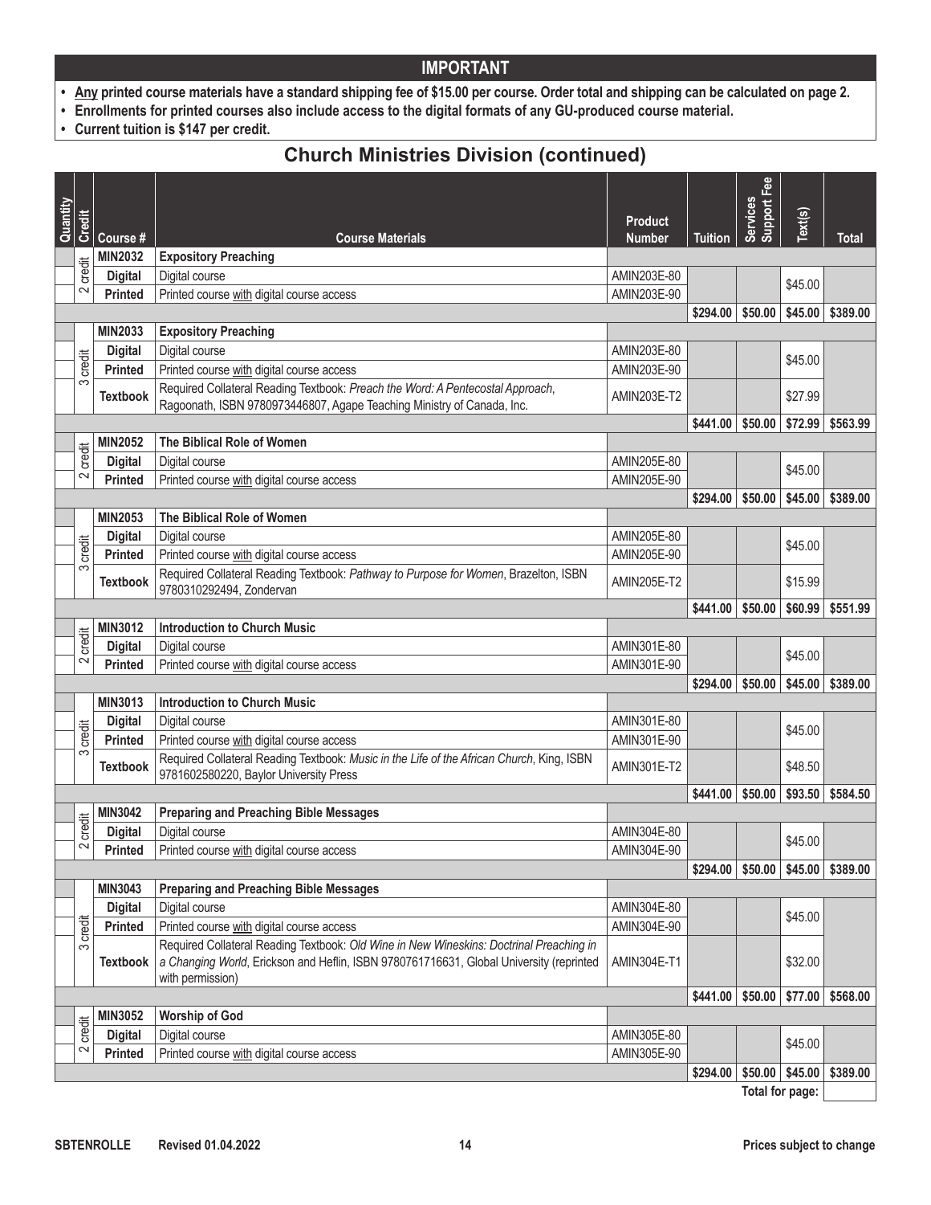## IMPORTANT

- **Any printed course materials have a standard shipping fee of $15.00 per course. Order total and shipping can be calculated on page 2.**
- **Enrollments for printed courses also include access to the digital formats of any GU-produced course material.**
- **Current tuition is $147 per credit.**

## Church Ministries Division (continued)

| Quantity | Credit | Course # | Course Materials | Product Number | Tuition | Services Support Fee | Text(s) | Total |
|---|---|---|---|---|---|---|---|---|
| | 2 credit | **MIN2032** | **Expository Preaching** | | | | | |
| | | **Digital** | Digital course | AMIN203E-80 | | | $45.00 | |
| | | **Printed** | Printed course with digital course access | AMIN203E-90 | | | | |
| | | | | | **$294.00** | **$50.00** | **$45.00** | **$389.00** |
| | 3 credit | **MIN2033** | **Expository Preaching** | | | | | |
| | | **Digital** | Digital course | AMIN203E-80 | | | $45.00 | |
| | | **Printed** | Printed course with digital course access | AMIN203E-90 | | | | |
| | | **Textbook** | Required Collateral Reading Textbook: *Preach the Word: A Pentecostal Approach*, Ragoonath, ISBN 9780973446807, Agape Teaching Ministry of Canada, Inc. | AMIN203E-T2 | | | $27.99 | |
| | | | | | **$441.00** | **$50.00** | **$72.99** | **$563.99** |
| | 2 credit | **MIN2052** | **The Biblical Role of Women** | | | | | |
| | | **Digital** | Digital course | AMIN205E-80 | | | $45.00 | |
| | | **Printed** | Printed course with digital course access | AMIN205E-90 | | | | |
| | | | | | **$294.00** | **$50.00** | **$45.00** | **$389.00** |
| | 3 credit | **MIN2053** | **The Biblical Role of Women** | | | | | |
| | | **Digital** | Digital course | AMIN205E-80 | | | $45.00 | |
| | | **Printed** | Printed course with digital course access | AMIN205E-90 | | | | |
| | | **Textbook** | Required Collateral Reading Textbook: *Pathway to Purpose for Women*, Brazelton, ISBN 9780310292494, Zondervan | AMIN205E-T2 | | | $15.99 | |
| | | | | | **$441.00** | **$50.00** | **$60.99** | **$551.99** |
| | 2 credit | **MIN3012** | **Introduction to Church Music** | | | | | |
| | | **Digital** | Digital course | AMIN301E-80 | | | $45.00 | |
| | | **Printed** | Printed course with digital course access | AMIN301E-90 | | | | |
| | | | | | **$294.00** | **$50.00** | **$45.00** | **$389.00** |
| | 3 credit | **MIN3013** | **Introduction to Church Music** | | | | | |
| | | **Digital** | Digital course | AMIN301E-80 | | | $45.00 | |
| | | **Printed** | Printed course with digital course access | AMIN301E-90 | | | | |
| | | **Textbook** | Required Collateral Reading Textbook: *Music in the Life of the African Church*, King, ISBN 9781602580220, Baylor University Press | AMIN301E-T2 | | | $48.50 | |
| | | | | | **$441.00** | **$50.00** | **$93.50** | **$584.50** |
| | 2 credit | **MIN3042** | **Preparing and Preaching Bible Messages** | | | | | |
| | | **Digital** | Digital course | AMIN304E-80 | | | $45.00 | |
| | | **Printed** | Printed course with digital course access | AMIN304E-90 | | | | |
| | | | | | **$294.00** | **$50.00** | **$45.00** | **$389.00** |
| | 3 credit | **MIN3043** | **Preparing and Preaching Bible Messages** | | | | | |
| | | **Digital** | Digital course | AMIN304E-80 | | | $45.00 | |
| | | **Printed** | Printed course with digital course access | AMIN304E-90 | | | | |
| | | **Textbook** | Required Collateral Reading Textbook: *Old Wine in New Wineskins: Doctrinal Preaching in a Changing World*, Erickson and Heflin, ISBN 9780761716631, Global University (reprinted with permission) | AMIN304E-T1 | | | $32.00 | |
| | | | | | **$441.00** | **$50.00** | **$77.00** | **$568.00** |
| | 2 credit | **MIN3052** | **Worship of God** | | | | | |
| | | **Digital** | Digital course | AMIN305E-80 | | | $45.00 | |
| | | **Printed** | Printed course with digital course access | AMIN305E-90 | | | | |
| | | | | | **$294.00** | **$50.00** | **$45.00** | **$389.00** |
| | | | | | | | **Total for page:** | |

SBTENROLLE Revised 01.04.2022 Prices subject to change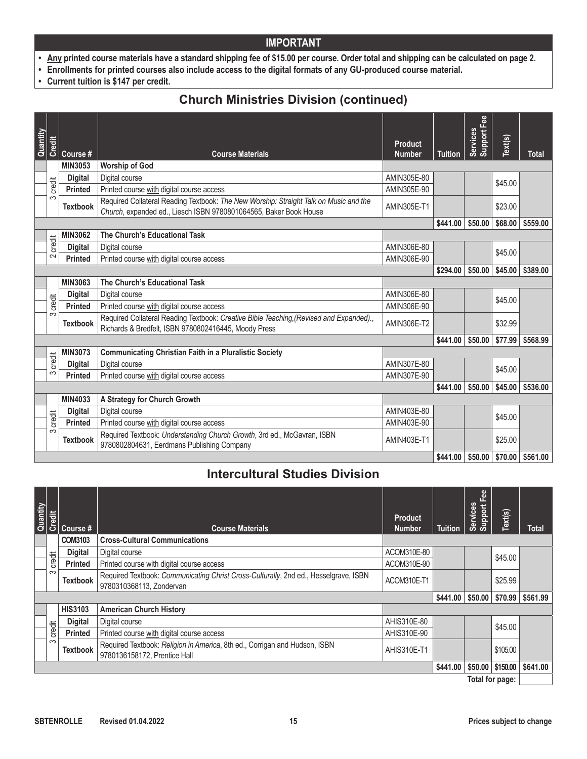## IMPORTANT

- Any printed course materials have a standard shipping fee of $15.00 per course. Order total and shipping can be calculated on page 2.
- Enrollments for printed courses also include access to the digital formats of any GU-produced course material.
- Current tuition is $147 per credit.

# Church Ministries Division (continued)

| Quantity | Credit | Course # | Course Materials | Product Number | Tuition | Services Support Fee | Text(s) | Total |
|---|---|---|---|---|---|---|---|---|
| | 3 credit | MIN3053 | **Worship of God** | | | | | |
| | | Digital | Digital course | AMIN305E-80 | | | $45.00 | |
| | | Printed | Printed course with digital course access | AMIN305E-90 | | | | |
| | | Textbook | Required Collateral Reading Textbook: *The New Worship: Straight Talk on Music and the Church*, expanded ed., Liesch ISBN 9780801064565, Baker Book House | AMIN305E-T1 | | | $23.00 | |
| | | | | | $441.00 | $50.00 | $68.00 | $559.00 |
| | 2 credit | MIN3062 | **The Church's Educational Task** | | | | | |
| | | Digital | Digital course | AMIN306E-80 | | | $45.00 | |
| | | Printed | Printed course with digital course access | AMIN306E-90 | | | | |
| | | | | | $294.00 | $50.00 | $45.00 | $389.00 |
| | 3 credit | MIN3063 | **The Church's Educational Task** | | | | | |
| | | Digital | Digital course | AMIN306E-80 | | | $45.00 | |
| | | Printed | Printed course with digital course access | AMIN306E-90 | | | | |
| | | Textbook | Required Collateral Reading Textbook: *Creative Bible Teaching,(Revised and Expanded).*, Richards & Bredfelt, ISBN 9780802416445, Moody Press | AMIN306E-T2 | | | $32.99 | |
| | | | | | $441.00 | $50.00 | $77.99 | $568.99 |
| | 3 credit | MIN3073 | **Communicating Christian Faith in a Pluralistic Society** | | | | | |
| | | Digital | Digital course | AMIN307E-80 | | | $45.00 | |
| | | Printed | Printed course with digital course access | AMIN307E-90 | | | | |
| | | | | | $441.00 | $50.00 | $45.00 | $536.00 |
| | 3 credit | MIN4033 | **A Strategy for Church Growth** | | | | | |
| | | Digital | Digital course | AMIN403E-80 | | | $45.00 | |
| | | Printed | Printed course with digital course access | AMIN403E-90 | | | | |
| | | Textbook | Required Textbook: *Understanding Church Growth*, 3rd ed., McGavran, ISBN 9780802804631, Eerdmans Publishing Company | AMIN403E-T1 | | | $25.00 | |
| | | | | | $441.00 | $50.00 | $70.00 | $561.00 |

# Intercultural Studies Division

| Quantity | Credit | Course # | Course Materials | Product Number | Tuition | Services Support Fee | Text(s) | Total |
|---|---|---|---|---|---|---|---|---|
| | 3 credit | COM3103 | **Cross-Cultural Communications** | | | | | |
| | | Digital | Digital course | ACOM310E-80 | | | $45.00 | |
| | | Printed | Printed course with digital course access | ACOM310E-90 | | | | |
| | | Textbook | Required Textbook: *Communicating Christ Cross-Culturally*, 2nd ed., Hesselgrave, ISBN 9780310368113, Zondervan | ACOM310E-T1 | | | $25.99 | |
| | | | | | $441.00 | $50.00 | $70.99 | $561.99 |
| | 3 credit | HIS3103 | **American Church History** | | | | | |
| | | Digital | Digital course | AHIS310E-80 | | | $45.00 | |
| | | Printed | Printed course with digital course access | AHIS310E-90 | | | | |
| | | Textbook | Required Textbook: *Religion in America*, 8th ed., Corrigan and Hudson, ISBN 9780136158172, Prentice Hall | AHIS310E-T1 | | | $105.00 | |
| | | | | | $441.00 | $50.00 | $150.00 | $641.00 |
| | | | | | | | Total for page: | |

SBTENROLLE Revised 01.04.2022 Prices subject to change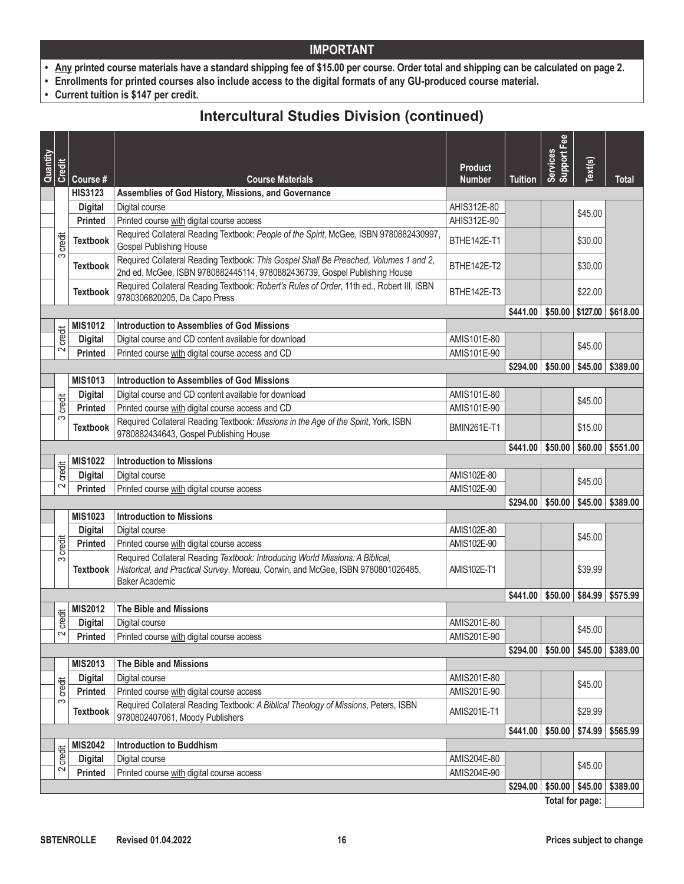## IMPORTANT

- **Any printed course materials have a standard shipping fee of $15.00 per course. Order total and shipping can be calculated on page 2.**
- **Enrollments for printed courses also include access to the digital formats of any GU-produced course material.**
- **Current tuition is $147 per credit.**

## Intercultural Studies Division (continued)

| Quantity | Credit | Course # | Course Materials | Product Number | Tuition | Services Support Fee | Text(s) | Total |
|---|---|---|---|---|---|---|---|---|
| | 3 credit | **HIS3123** | **Assemblies of God History, Missions, and Governance** | | | | | |
| | | **Digital** | Digital course | AHIS312E-80 | | | $45.00 | |
| | | **Printed** | Printed course with digital course access | AHIS312E-90 | | | | |
| | | **Textbook** | Required Collateral Reading Textbook: *People of the Spirit*, McGee, ISBN 9780882430997, Gospel Publishing House | BTHE142E-T1 | | | $30.00 | |
| | | **Textbook** | Required Collateral Reading Textbook: *This Gospel Shall Be Preached, Volumes 1 and 2,* 2nd ed, McGee, ISBN 9780882445114, 9780882436739, Gospel Publishing House | BTHE142E-T2 | | | $30.00 | |
| | | **Textbook** | Required Collateral Reading Textbook: *Robert's Rules of Order*, 11th ed., Robert III, ISBN 9780306820205, Da Capo Press | BTHE142E-T3 | | | $22.00 | |
| | | | | | **$441.00** | **$50.00** | **$127.00** | **$618.00** |
| | 2 credit | **MIS1012** | **Introduction to Assemblies of God Missions** | | | | | |
| | | **Digital** | Digital course and CD content available for download | AMIS101E-80 | | | $45.00 | |
| | | **Printed** | Printed course with digital course access and CD | AMIS101E-90 | | | | |
| | | | | | **$294.00** | **$50.00** | **$45.00** | **$389.00** |
| | 3 credit | **MIS1013** | **Introduction to Assemblies of God Missions** | | | | | |
| | | **Digital** | Digital course and CD content available for download | AMIS101E-80 | | | $45.00 | |
| | | **Printed** | Printed course with digital course access and CD | AMIS101E-90 | | | | |
| | | **Textbook** | Required Collateral Reading Textbook: *Missions in the Age of the Spirit*, York, ISBN 9780882434643, Gospel Publishing House | BMIN261E-T1 | | | $15.00 | |
| | | | | | **$441.00** | **$50.00** | **$60.00** | **$551.00** |
| | 2 credit | **MIS1022** | **Introduction to Missions** | | | | | |
| | | **Digital** | Digital course | AMIS102E-80 | | | $45.00 | |
| | | **Printed** | Printed course with digital course access | AMIS102E-90 | | | | |
| | | | | | **$294.00** | **$50.00** | **$45.00** | **$389.00** |
| | 3 credit | **MIS1023** | **Introduction to Missions** | | | | | |
| | | **Digital** | Digital course | AMIS102E-80 | | | $45.00 | |
| | | **Printed** | Printed course with digital course access | AMIS102E-90 | | | | |
| | | **Textbook** | Required Collateral Reading *Textbook: Introducing World Missions: A Biblical, Historical, and Practical Survey*, Moreau, Corwin, and McGee, ISBN 9780801026485, Baker Academic | AMIS102E-T1 | | | $39.99 | |
| | | | | | **$441.00** | **$50.00** | **$84.99** | **$575.99** |
| | 2 credit | **MIS2012** | **The Bible and Missions** | | | | | |
| | | **Digital** | Digital course | AMIS201E-80 | | | $45.00 | |
| | | **Printed** | Printed course with digital course access | AMIS201E-90 | | | | |
| | | | | | **$294.00** | **$50.00** | **$45.00** | **$389.00** |
| | 3 credit | **MIS2013** | **The Bible and Missions** | | | | | |
| | | **Digital** | Digital course | AMIS201E-80 | | | $45.00 | |
| | | **Printed** | Printed course with digital course access | AMIS201E-90 | | | | |
| | | **Textbook** | Required Collateral Reading Textbook: *A Biblical Theology of Missions*, Peters, ISBN 9780802407061, Moody Publishers | AMIS201E-T1 | | | $29.99 | |
| | | | | | **$441.00** | **$50.00** | **$74.99** | **$565.99** |
| | 2 credit | **MIS2042** | **Introduction to Buddhism** | | | | | |
| | | **Digital** | Digital course | AMIS204E-80 | | | $45.00 | |
| | | **Printed** | Printed course with digital course access | AMIS204E-90 | | | | |
| | | | | | **$294.00** | **$50.00** | **$45.00** | **$389.00** |
| | | | | | | | **Total for page:** | |

SBTENROLLE Revised 01.04.2022

Prices subject to change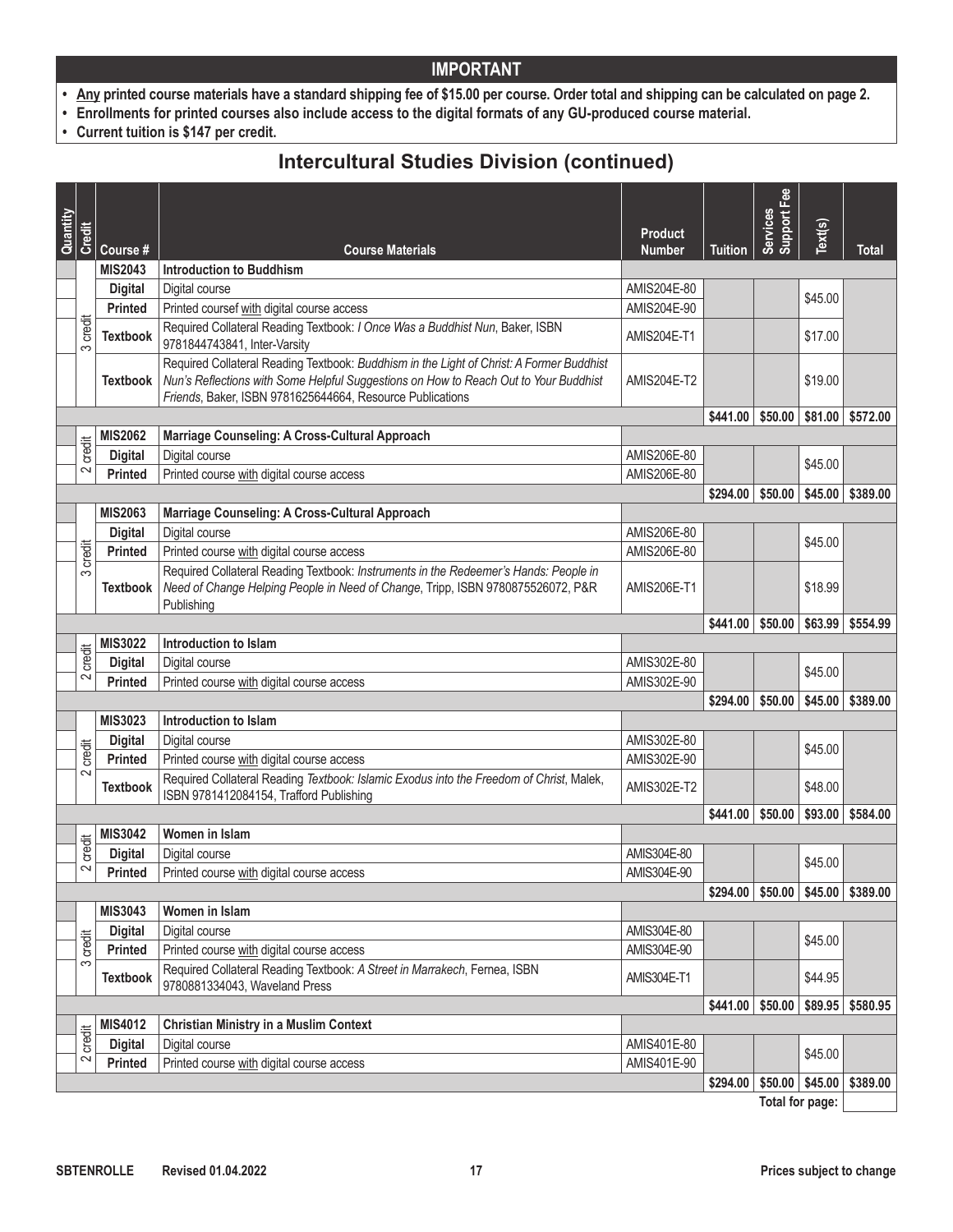## IMPORTANT

- **Any printed course materials have a standard shipping fee of $15.00 per course. Order total and shipping can be calculated on page 2.**
- **Enrollments for printed courses also include access to the digital formats of any GU-produced course material.**
- **Current tuition is $147 per credit.**

# Intercultural Studies Division (continued)

| Quantity | Credit | Course # | Course Materials | Product Number | Tuition | Services Support Fee | Text(s) | Total |
|---|---|---|---|---|---|---|---|---|
| | 3 credit | **MIS2043** | **Introduction to Buddhism** | | | | | |
| | | **Digital** | Digital course | AMIS204E-80 | | | $45.00 | |
| | | **Printed** | Printed coursef with digital course access | AMIS204E-90 | | | | |
| | | **Textbook** | Required Collateral Reading Textbook: *I Once Was a Buddhist Nun*, Baker, ISBN 9781844743841, Inter-Varsity | AMIS204E-T1 | | | $17.00 | |
| | | **Textbook** | Required Collateral Reading Textbook: *Buddhism in the Light of Christ: A Former Buddhist Nun's Reflections with Some Helpful Suggestions on How to Reach Out to Your Buddhist Friends*, Baker, ISBN 9781625644664, Resource Publications | AMIS204E-T2 | | | $19.00 | |
| | | | | | **$441.00** | **$50.00** | **$81.00** | **$572.00** |
| | 2 credit | **MIS2062** | **Marriage Counseling: A Cross-Cultural Approach** | | | | | |
| | | **Digital** | Digital course | AMIS206E-80 | | | $45.00 | |
| | | **Printed** | Printed course with digital course access | AMIS206E-80 | | | | |
| | | | | | **$294.00** | **$50.00** | **$45.00** | **$389.00** |
| | 3 credit | **MIS2063** | **Marriage Counseling: A Cross-Cultural Approach** | | | | | |
| | | **Digital** | Digital course | AMIS206E-80 | | | $45.00 | |
| | | **Printed** | Printed course with digital course access | AMIS206E-80 | | | | |
| | | **Textbook** | Required Collateral Reading Textbook: *Instruments in the Redeemer's Hands: People in Need of Change Helping People in Need of Change*, Tripp, ISBN 9780875526072, P&R Publishing | AMIS206E-T1 | | | $18.99 | |
| | | | | | **$441.00** | **$50.00** | **$63.99** | **$554.99** |
| | 2 credit | **MIS3022** | **Introduction to Islam** | | | | | |
| | | **Digital** | Digital course | AMIS302E-80 | | | $45.00 | |
| | | **Printed** | Printed course with digital course access | AMIS302E-90 | | | | |
| | | | | | **$294.00** | **$50.00** | **$45.00** | **$389.00** |
| | 2 credit | **MIS3023** | **Introduction to Islam** | | | | | |
| | | **Digital** | Digital course | AMIS302E-80 | | | $45.00 | |
| | | **Printed** | Printed course with digital course access | AMIS302E-90 | | | | |
| | | **Textbook** | Required Collateral Reading *Textbook: Islamic Exodus into the Freedom of Christ*, Malek, ISBN 9781412084154, Trafford Publishing | AMIS302E-T2 | | | $48.00 | |
| | | | | | **$441.00** | **$50.00** | **$93.00** | **$584.00** |
| | 2 credit | **MIS3042** | **Women in Islam** | | | | | |
| | | **Digital** | Digital course | AMIS304E-80 | | | $45.00 | |
| | | **Printed** | Printed course with digital course access | AMIS304E-90 | | | | |
| | | | | | **$294.00** | **$50.00** | **$45.00** | **$389.00** |
| | 3 credit | **MIS3043** | **Women in Islam** | | | | | |
| | | **Digital** | Digital course | AMIS304E-80 | | | $45.00 | |
| | | **Printed** | Printed course with digital course access | AMIS304E-90 | | | | |
| | | **Textbook** | Required Collateral Reading Textbook: *A Street in Marrakech*, Fernea, ISBN 9780881334043, Waveland Press | AMIS304E-T1 | | | $44.95 | |
| | | | | | **$441.00** | **$50.00** | **$89.95** | **$580.95** |
| | 2 credit | **MIS4012** | **Christian Ministry in a Muslim Context** | | | | | |
| | | **Digital** | Digital course | AMIS401E-80 | | | $45.00 | |
| | | **Printed** | Printed course with digital course access | AMIS401E-90 | | | | |
| | | | | | **$294.00** | **$50.00** | **$45.00** | **$389.00** |
| | | | | | | | **Total for page:** | |

SBTENROLLE Revised 01.04.2022

Prices subject to change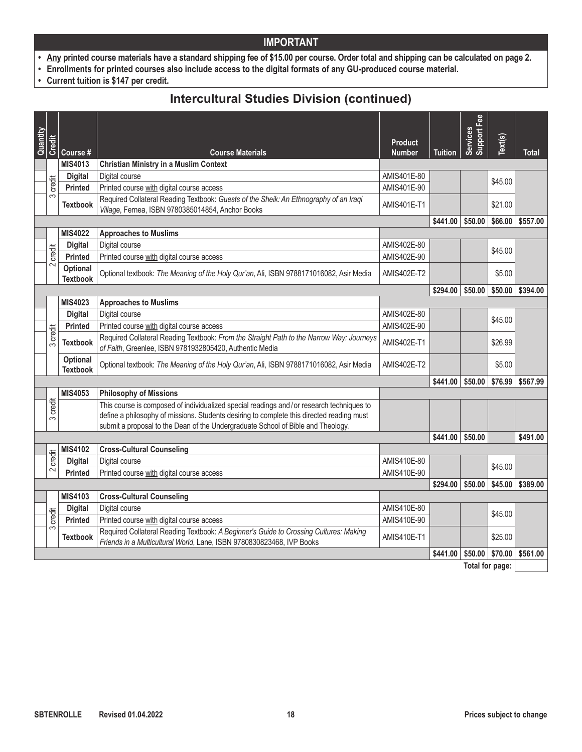## IMPORTANT

- Any printed course materials have a standard shipping fee of $15.00 per course. Order total and shipping can be calculated on page 2.
- Enrollments for printed courses also include access to the digital formats of any GU-produced course material.
- Current tuition is $147 per credit.

# Intercultural Studies Division (continued)

| Quantity | Credit | Course # | Course Materials | Product Number | Tuition | Services Support Fee | Text(s) | Total |
|---|---|---|---|---|---|---|---|---|
| | | **MIS4013** | **Christian Ministry in a Muslim Context** | | | | | |
| | 3 credit | **Digital** | Digital course | AMIS401E-80 | | | $45.00 | |
| | | **Printed** | Printed course with digital course access | AMIS401E-90 | | | | |
| | | **Textbook** | Required Collateral Reading Textbook: *Guests of the Sheik: An Ethnography of an Iraqi Village*, Fernea, ISBN 9780385014854, Anchor Books | AMIS401E-T1 | | | $21.00 | |
| | | | | | $441.00 | $50.00 | $66.00 | $557.00 |
| | | **MIS4022** | **Approaches to Muslims** | | | | | |
| | 2 credit | **Digital** | Digital course | AMIS402E-80 | | | $45.00 | |
| | | **Printed** | Printed course with digital course access | AMIS402E-90 | | | | |
| | | **Optional Textbook** | Optional textbook: *The Meaning of the Holy Qur'an*, Ali, ISBN 9788171016082, Asir Media | AMIS402E-T2 | | | $5.00 | |
| | | | | | $294.00 | $50.00 | $50.00 | $394.00 |
| | | **MIS4023** | **Approaches to Muslims** | | | | | |
| | 3 credit | **Digital** | Digital course | AMIS402E-80 | | | $45.00 | |
| | | **Printed** | Printed course with digital course access | AMIS402E-90 | | | | |
| | | **Textbook** | Required Collateral Reading Textbook: *From the Straight Path to the Narrow Way: Journeys of Faith*, Greenlee, ISBN 9781932805420, Authentic Media | AMIS402E-T1 | | | $26.99 | |
| | | **Optional Textbook** | Optional textbook: *The Meaning of the Holy Qur'an*, Ali, ISBN 9788171016082, Asir Media | AMIS402E-T2 | | | $5.00 | |
| | | | | | $441.00 | $50.00 | $76.99 | $567.99 |
| | | **MIS4053** | **Philosophy of Missions** | | | | | |
| | 3 credit | | This course is composed of individualized special readings and/or research techniques to define a philosophy of missions. Students desiring to complete this directed reading must submit a proposal to the Dean of the Undergraduate School of Bible and Theology. | | | | | |
| | | | | | $441.00 | $50.00 | | $491.00 |
| | | **MIS4102** | **Cross-Cultural Counseling** | | | | | |
| | 2 credit | **Digital** | Digital course | AMIS410E-80 | | | $45.00 | |
| | | **Printed** | Printed course with digital course access | AMIS410E-90 | | | | |
| | | | | | $294.00 | $50.00 | $45.00 | $389.00 |
| | | **MIS4103** | **Cross-Cultural Counseling** | | | | | |
| | 3 credit | **Digital** | Digital course | AMIS410E-80 | | | $45.00 | |
| | | **Printed** | Printed course with digital course access | AMIS410E-90 | | | | |
| | | **Textbook** | Required Collateral Reading Textbook: *A Beginner's Guide to Crossing Cultures: Making Friends in a Multicultural World*, Lane, ISBN 9780830823468, IVP Books | AMIS410E-T1 | | | $25.00 | |
| | | | | | $441.00 | $50.00 | $70.00 | $561.00 |
| | | | | | | | **Total for page:** | |

SBTENROLLE    Revised 01.04.2022    Prices subject to change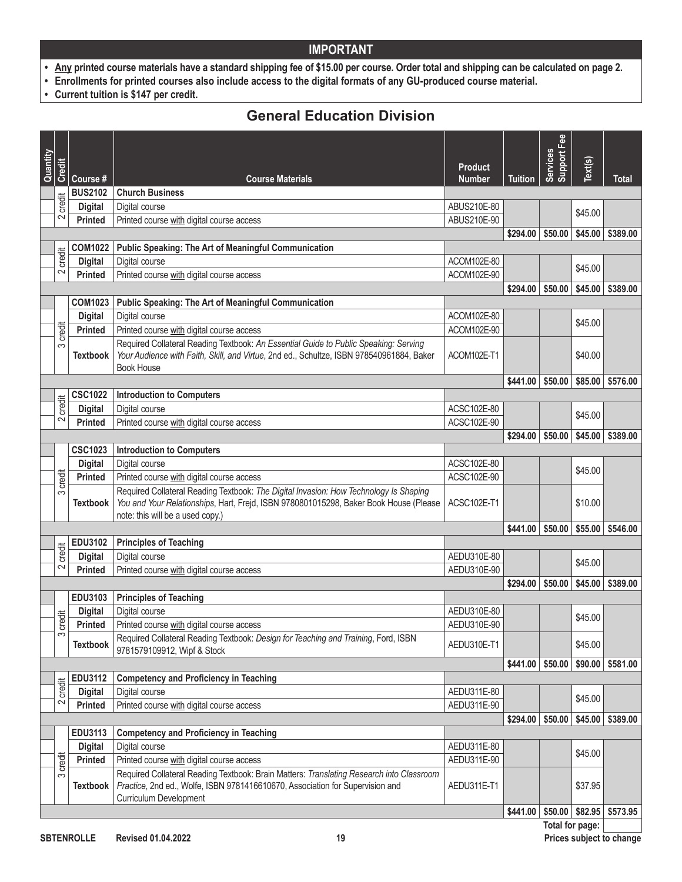## IMPORTANT

- **Any printed course materials have a standard shipping fee of $15.00 per course. Order total and shipping can be calculated on page 2.**
- **Enrollments for printed courses also include access to the digital formats of any GU-produced course material.**
- **Current tuition is $147 per credit.**

## General Education Division

| Quantity | Credit | Course # | Course Materials | Product Number | Tuition | Services Support Fee | Text(s) | Total |
|---|---|---|---|---|---|---|---|---|
| | 2 credit | **BUS2102** | **Church Business** | | | | | |
| | | **Digital** | Digital course | ABUS210E-80 | | | $45.00 | |
| | | **Printed** | Printed course with digital course access | ABUS210E-90 | | | | |
| | | | | | **$294.00** | **$50.00** | **$45.00** | **$389.00** |
| | 2 credit | **COM1022** | **Public Speaking: The Art of Meaningful Communication** | | | | | |
| | | **Digital** | Digital course | ACOM102E-80 | | | $45.00 | |
| | | **Printed** | Printed course with digital course access | ACOM102E-90 | | | | |
| | | | | | **$294.00** | **$50.00** | **$45.00** | **$389.00** |
| | 3 credit | **COM1023** | **Public Speaking: The Art of Meaningful Communication** | | | | | |
| | | **Digital** | Digital course | ACOM102E-80 | | | $45.00 | |
| | | **Printed** | Printed course with digital course access | ACOM102E-90 | | | | |
| | | **Textbook** | Required Collateral Reading Textbook: *An Essential Guide to Public Speaking: Serving Your Audience with Faith, Skill, and Virtue*, 2nd ed., Schultze, ISBN 978540961884, Baker Book House | ACOM102E-T1 | | | $40.00 | |
| | | | | | **$441.00** | **$50.00** | **$85.00** | **$576.00** |
| | 2 credit | **CSC1022** | **Introduction to Computers** | | | | | |
| | | **Digital** | Digital course | ACSC102E-80 | | | $45.00 | |
| | | **Printed** | Printed course with digital course access | ACSC102E-90 | | | | |
| | | | | | **$294.00** | **$50.00** | **$45.00** | **$389.00** |
| | 3 credit | **CSC1023** | **Introduction to Computers** | | | | | |
| | | **Digital** | Digital course | ACSC102E-80 | | | $45.00 | |
| | | **Printed** | Printed course with digital course access | ACSC102E-90 | | | | |
| | | **Textbook** | Required Collateral Reading Textbook: *The Digital Invasion: How Technology Is Shaping You and Your Relationships*, Hart, Frejd, ISBN 9780801015298, Baker Book House (Please note: this will be a used copy.) | ACSC102E-T1 | | | $10.00 | |
| | | | | | **$441.00** | **$50.00** | **$55.00** | **$546.00** |
| | 2 credit | **EDU3102** | **Principles of Teaching** | | | | | |
| | | **Digital** | Digital course | AEDU310E-80 | | | $45.00 | |
| | | **Printed** | Printed course with digital course access | AEDU310E-90 | | | | |
| | | | | | **$294.00** | **$50.00** | **$45.00** | **$389.00** |
| | 3 credit | **EDU3103** | **Principles of Teaching** | | | | | |
| | | **Digital** | Digital course | AEDU310E-80 | | | $45.00 | |
| | | **Printed** | Printed course with digital course access | AEDU310E-90 | | | | |
| | | **Textbook** | Required Collateral Reading Textbook: *Design for Teaching and Training*, Ford, ISBN 9781579109912, Wipf & Stock | AEDU310E-T1 | | | $45.00 | |
| | | | | | **$441.00** | **$50.00** | **$90.00** | **$581.00** |
| | 2 credit | **EDU3112** | **Competency and Proficiency in Teaching** | | | | | |
| | | **Digital** | Digital course | AEDU311E-80 | | | $45.00 | |
| | | **Printed** | Printed course with digital course access | AEDU311E-90 | | | | |
| | | | | | **$294.00** | **$50.00** | **$45.00** | **$389.00** |
| | 3 credit | **EDU3113** | **Competency and Proficiency in Teaching** | | | | | |
| | | **Digital** | Digital course | AEDU311E-80 | | | $45.00 | |
| | | **Printed** | Printed course with digital course access | AEDU311E-90 | | | | |
| | | **Textbook** | Required Collateral Reading Textbook: Brain Matters: *Translating Research into Classroom Practice*, 2nd ed., Wolfe, ISBN 9781416610670, Association for Supervision and Curriculum Development | AEDU311E-T1 | | | $37.95 | |
| | | | | | **$441.00** | **$50.00** | **$82.95** | **$573.95** |
| | | | | | | | **Total for page:** | |

SBTENROLLE Revised 01.04.2022

**Prices subject to change**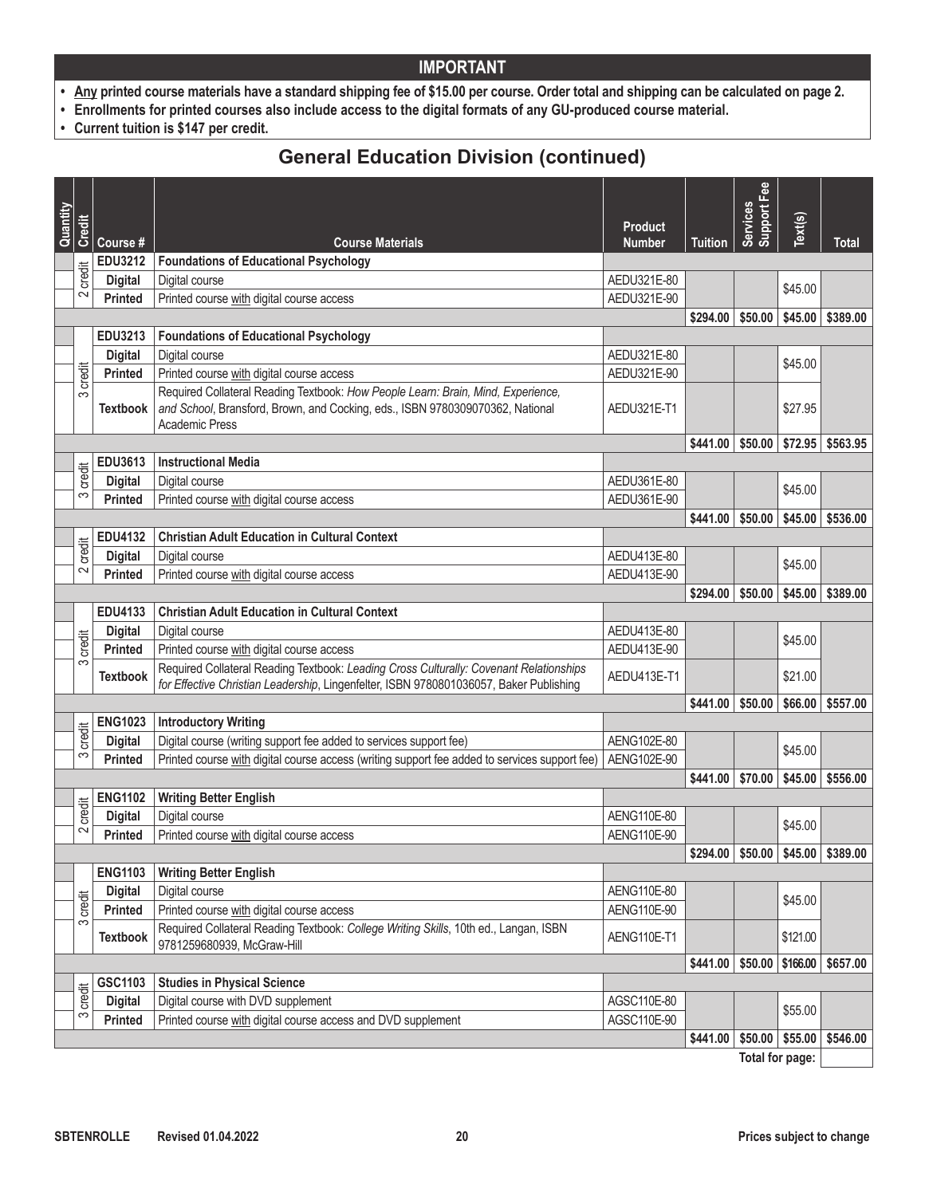## IMPORTANT

- **<u>Any</u> printed course materials have a standard shipping fee of $15.00 per course. Order total and shipping can be calculated on page 2.**
- **Enrollments for printed courses also include access to the digital formats of any GU-produced course material.**
- **Current tuition is $147 per credit.**

## General Education Division (continued)

| Quantity | Credit | Course # | Course Materials | Product Number | Tuition | Services Support Fee | Text(s) | Total |
|---|---|---|---|---|---|---|---|---|
| | 2 credit | **EDU3212** | **Foundations of Educational Psychology** | | | | | |
| | | **Digital** | Digital course | AEDU321E-80 | | | $45.00 | |
| | | **Printed** | Printed course with digital course access | AEDU321E-90 | | | | |
| | | | | | **$294.00** | **$50.00** | **$45.00** | **$389.00** |
| | 3 credit | **EDU3213** | **Foundations of Educational Psychology** | | | | | |
| | | **Digital** | Digital course | AEDU321E-80 | | | $45.00 | |
| | | **Printed** | Printed course with digital course access | AEDU321E-90 | | | | |
| | | **Textbook** | Required Collateral Reading Textbook: *How People Learn: Brain, Mind, Experience, and School*, Bransford, Brown, and Cocking, eds., ISBN 9780309070362, National Academic Press | AEDU321E-T1 | | | $27.95 | |
| | | | | | **$441.00** | **$50.00** | **$72.95** | **$563.95** |
| | 3 credit | **EDU3613** | **Instructional Media** | | | | | |
| | | **Digital** | Digital course | AEDU361E-80 | | | $45.00 | |
| | | **Printed** | Printed course with digital course access | AEDU361E-90 | | | | |
| | | | | | **$441.00** | **$50.00** | **$45.00** | **$536.00** |
| | 2 credit | **EDU4132** | **Christian Adult Education in Cultural Context** | | | | | |
| | | **Digital** | Digital course | AEDU413E-80 | | | $45.00 | |
| | | **Printed** | Printed course with digital course access | AEDU413E-90 | | | | |
| | | | | | **$294.00** | **$50.00** | **$45.00** | **$389.00** |
| | 3 credit | **EDU4133** | **Christian Adult Education in Cultural Context** | | | | | |
| | | **Digital** | Digital course | AEDU413E-80 | | | $45.00 | |
| | | **Printed** | Printed course with digital course access | AEDU413E-90 | | | | |
| | | **Textbook** | Required Collateral Reading Textbook: *Leading Cross Culturally: Covenant Relationships for Effective Christian Leadership*, Lingenfelter, ISBN 9780801036057, Baker Publishing | AEDU413E-T1 | | | $21.00 | |
| | | | | | **$441.00** | **$50.00** | **$66.00** | **$557.00** |
| | 3 credit | **ENG1023** | **Introductory Writing** | | | | | |
| | | **Digital** | Digital course (writing support fee added to services support fee) | AENG102E-80 | | | $45.00 | |
| | | **Printed** | Printed course with digital course access (writing support fee added to services support fee) | AENG102E-90 | | | | |
| | | | | | **$441.00** | **$70.00** | **$45.00** | **$556.00** |
| | 2 credit | **ENG1102** | **Writing Better English** | | | | | |
| | | **Digital** | Digital course | AENG110E-80 | | | $45.00 | |
| | | **Printed** | Printed course with digital course access | AENG110E-90 | | | | |
| | | | | | **$294.00** | **$50.00** | **$45.00** | **$389.00** |
| | 3 credit | **ENG1103** | **Writing Better English** | | | | | |
| | | **Digital** | Digital course | AENG110E-80 | | | $45.00 | |
| | | **Printed** | Printed course with digital course access | AENG110E-90 | | | | |
| | | **Textbook** | Required Collateral Reading Textbook: *College Writing Skills*, 10th ed., Langan, ISBN 9781259680939, McGraw-Hill | AENG110E-T1 | | | $121.00 | |
| | | | | | **$441.00** | **$50.00** | **$166.00** | **$657.00** |
| | 3 credit | **GSC1103** | **Studies in Physical Science** | | | | | |
| | | **Digital** | Digital course with DVD supplement | AGSC110E-80 | | | $55.00 | |
| | | **Printed** | Printed course with digital course access and DVD supplement | AGSC110E-90 | | | | |
| | | | | | **$441.00** | **$50.00** | **$55.00** | **$546.00** |
| | | | | | | | **Total for page:** | |

SBTENROLLE Revised 01.04.2022

Prices subject to change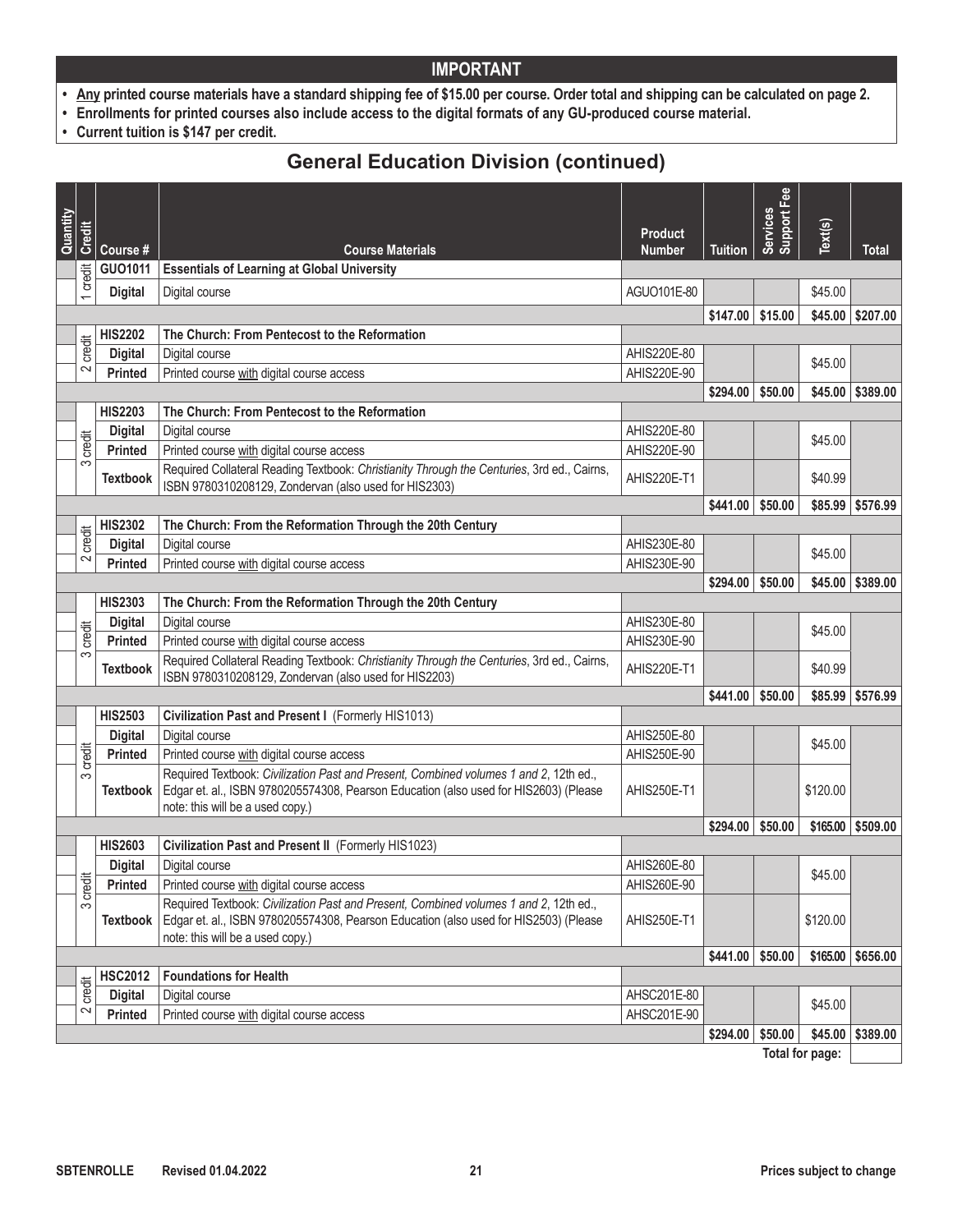## IMPORTANT

- **Any printed course materials have a standard shipping fee of $15.00 per course. Order total and shipping can be calculated on page 2.**
- **Enrollments for printed courses also include access to the digital formats of any GU-produced course material.**
- **Current tuition is $147 per credit.**

# General Education Division (continued)

| Quantity | Credit | Course # | Course Materials | Product Number | Tuition | Services Support Fee | Text(s) | Total |
|---|---|---|---|---|---|---|---|---|
| | 1 credit | **GUO1011** | **Essentials of Learning at Global University** | | | | | |
| | | **Digital** | Digital course | AGUO101E-80 | | | $45.00 | |
| | | | | | **$147.00** | **$15.00** | **$45.00** | **$207.00** |
| | 2 credit | **HIS2202** | **The Church: From Pentecost to the Reformation** | | | | | |
| | | **Digital** | Digital course | AHIS220E-80 | | | $45.00 | |
| | | **Printed** | Printed course with digital course access | AHIS220E-90 | | | | |
| | | | | | **$294.00** | **$50.00** | **$45.00** | **$389.00** |
| | 3 credit | **HIS2203** | **The Church: From Pentecost to the Reformation** | | | | | |
| | | **Digital** | Digital course | AHIS220E-80 | | | $45.00 | |
| | | **Printed** | Printed course with digital course access | AHIS220E-90 | | | | |
| | | **Textbook** | Required Collateral Reading Textbook: *Christianity Through the Centuries*, 3rd ed., Cairns, ISBN 9780310208129, Zondervan (also used for HIS2303) | AHIS220E-T1 | | | $40.99 | |
| | | | | | **$441.00** | **$50.00** | **$85.99** | **$576.99** |
| | 2 credit | **HIS2302** | **The Church: From the Reformation Through the 20th Century** | | | | | |
| | | **Digital** | Digital course | AHIS230E-80 | | | $45.00 | |
| | | **Printed** | Printed course with digital course access | AHIS230E-90 | | | | |
| | | | | | **$294.00** | **$50.00** | **$45.00** | **$389.00** |
| | 3 credit | **HIS2303** | **The Church: From the Reformation Through the 20th Century** | | | | | |
| | | **Digital** | Digital course | AHIS230E-80 | | | $45.00 | |
| | | **Printed** | Printed course with digital course access | AHIS230E-90 | | | | |
| | | **Textbook** | Required Collateral Reading Textbook: *Christianity Through the Centuries*, 3rd ed., Cairns, ISBN 9780310208129, Zondervan (also used for HIS2203) | AHIS220E-T1 | | | $40.99 | |
| | | | | | **$441.00** | **$50.00** | **$85.99** | **$576.99** |
| | 3 credit | **HIS2503** | **Civilization Past and Present I** (Formerly HIS1013) | | | | | |
| | | **Digital** | Digital course | AHIS250E-80 | | | $45.00 | |
| | | **Printed** | Printed course with digital course access | AHIS250E-90 | | | | |
| | | **Textbook** | Required Textbook: *Civilization Past and Present, Combined volumes 1 and 2*, 12th ed., Edgar et. al., ISBN 9780205574308, Pearson Education (also used for HIS2603) (Please note: this will be a used copy.) | AHIS250E-T1 | | | $120.00 | |
| | | | | | **$294.00** | **$50.00** | **$165.00** | **$509.00** |
| | 3 credit | **HIS2603** | **Civilization Past and Present II** (Formerly HIS1023) | | | | | |
| | | **Digital** | Digital course | AHIS260E-80 | | | $45.00 | |
| | | **Printed** | Printed course with digital course access | AHIS260E-90 | | | | |
| | | **Textbook** | Required Textbook: *Civilization Past and Present, Combined volumes 1 and 2*, 12th ed., Edgar et. al., ISBN 9780205574308, Pearson Education (also used for HIS2503) (Please note: this will be a used copy.) | AHIS250E-T1 | | | $120.00 | |
| | | | | | **$441.00** | **$50.00** | **$165.00** | **$656.00** |
| | 2 credit | **HSC2012** | **Foundations for Health** | | | | | |
| | | **Digital** | Digital course | AHSC201E-80 | | | $45.00 | |
| | | **Printed** | Printed course with digital course access | AHSC201E-90 | | | | |
| | | | | | **$294.00** | **$50.00** | **$45.00** | **$389.00** |
| | | | | | | | **Total for page:** | |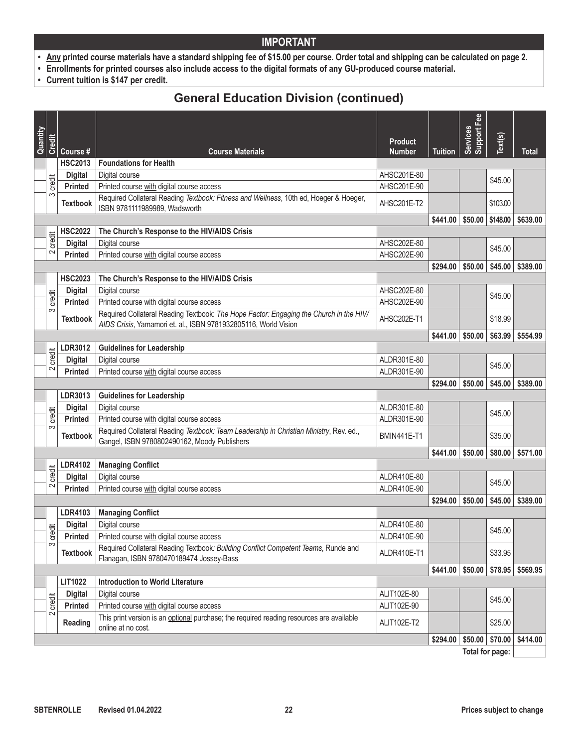## IMPORTANT

- **Any printed course materials have a standard shipping fee of $15.00 per course. Order total and shipping can be calculated on page 2.**
- **Enrollments for printed courses also include access to the digital formats of any GU-produced course material.**
- **Current tuition is $147 per credit.**

## General Education Division (continued)

| Quantity | Credit | Course # | Course Materials | Product Number | Tuition | Services Support Fee | Text(s) | Total |
|---|---|---|---|---|---|---|---|---|
| | | **HSC2013** | **Foundations for Health** | | | | | |
| | 3 credit | **Digital** | Digital course | AHSC201E-80 | | | $45.00 | |
| | | **Printed** | Printed course with digital course access | AHSC201E-90 | | | | |
| | | **Textbook** | Required Collateral Reading *Textbook: Fitness and Wellness*, 10th ed, Hoeger & Hoeger, ISBN 9781111989989, Wadsworth | AHSC201E-T2 | | | $103.00 | |
| | | | | | **$441.00** | **$50.00** | **$148.00** | **$639.00** |
| | | **HSC2022** | **The Church's Response to the HIV/AIDS Crisis** | | | | | |
| | 2 credit | **Digital** | Digital course | AHSC202E-80 | | | $45.00 | |
| | | **Printed** | Printed course with digital course access | AHSC202E-90 | | | | |
| | | | | | **$294.00** | **$50.00** | **$45.00** | **$389.00** |
| | | **HSC2023** | **The Church's Response to the HIV/AIDS Crisis** | | | | | |
| | 3 credit | **Digital** | Digital course | AHSC202E-80 | | | $45.00 | |
| | | **Printed** | Printed course with digital course access | AHSC202E-90 | | | | |
| | | **Textbook** | Required Collateral Reading Textbook: *The Hope Factor: Engaging the Church in the HIV/AIDS Crisis*, Yamamori et. al., ISBN 9781932805116, World Vision | AHSC202E-T1 | | | $18.99 | |
| | | | | | **$441.00** | **$50.00** | **$63.99** | **$554.99** |
| | | **LDR3012** | **Guidelines for Leadership** | | | | | |
| | 2 credit | **Digital** | Digital course | ALDR301E-80 | | | $45.00 | |
| | | **Printed** | Printed course with digital course access | ALDR301E-90 | | | | |
| | | | | | **$294.00** | **$50.00** | **$45.00** | **$389.00** |
| | | **LDR3013** | **Guidelines for Leadership** | | | | | |
| | 3 credit | **Digital** | Digital course | ALDR301E-80 | | | $45.00 | |
| | | **Printed** | Printed course with digital course access | ALDR301E-90 | | | | |
| | | **Textbook** | Required Collateral Reading *Textbook: Team Leadership in Christian Ministry*, Rev. ed., Gangel, ISBN 9780802490162, Moody Publishers | BMIN441E-T1 | | | $35.00 | |
| | | | | | **$441.00** | **$50.00** | **$80.00** | **$571.00** |
| | | **LDR4102** | **Managing Conflict** | | | | | |
| | 2 credit | **Digital** | Digital course | ALDR410E-80 | | | $45.00 | |
| | | **Printed** | Printed course with digital course access | ALDR410E-90 | | | | |
| | | | | | **$294.00** | **$50.00** | **$45.00** | **$389.00** |
| | | **LDR4103** | **Managing Conflict** | | | | | |
| | 3 credit | **Digital** | Digital course | ALDR410E-80 | | | $45.00 | |
| | | **Printed** | Printed course with digital course access | ALDR410E-90 | | | | |
| | | **Textbook** | Required Collateral Reading Textbook: *Building Conflict Competent Teams*, Runde and Flanagan, ISBN 9780470189474 Jossey-Bass | ALDR410E-T1 | | | $33.95 | |
| | | | | | **$441.00** | **$50.00** | **$78.95** | **$569.95** |
| | | **LIT1022** | **Introduction to World Literature** | | | | | |
| | 2 credit | **Digital** | Digital course | ALIT102E-80 | | | $45.00 | |
| | | **Printed** | Printed course with digital course access | ALIT102E-90 | | | | |
| | | **Reading** | This print version is an optional purchase; the required reading resources are available online at no cost. | ALIT102E-T2 | | | $25.00 | |
| | | | | | **$294.00** | **$50.00** | **$70.00** | **$414.00** |
| | | | | | | | **Total for page:** | |

SBTENROLLE Revised 01.04.2022 Prices subject to change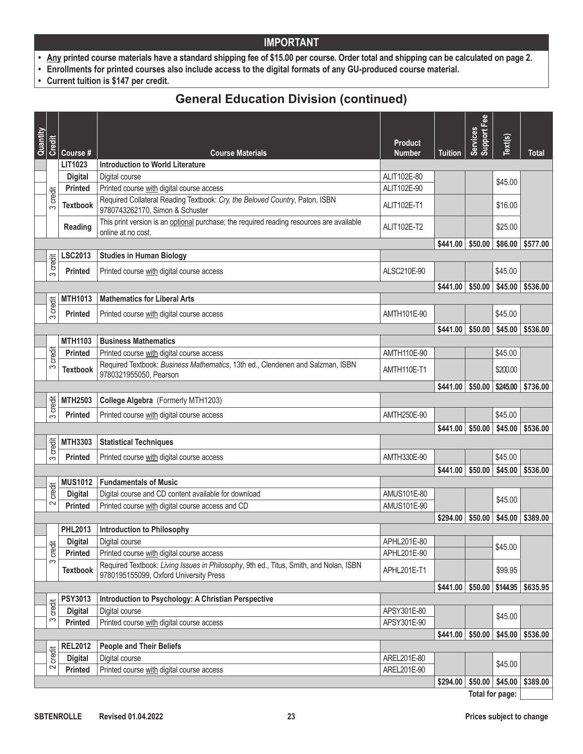## IMPORTANT

- **Any printed course materials have a standard shipping fee of $15.00 per course. Order total and shipping can be calculated on page 2.**
- **Enrollments for printed courses also include access to the digital formats of any GU-produced course material.**
- **Current tuition is $147 per credit.**

## General Education Division (continued)

| Quantity | Credit | Course # | Course Materials | Product Number | Tuition | Services Support Fee | Text(s) | Total |
|---|---|---|---|---|---|---|---|---|
| | 3 credit | **LIT1023** | **Introduction to World Literature** | | | | | |
| | | **Digital** | Digital course | ALIT102E-80 | | | $45.00 | |
| | | **Printed** | Printed course with digital course access | ALIT102E-90 | | | | |
| | | **Textbook** | Required Collateral Reading Textbook: *Cry, the Beloved Country*, Paton, ISBN 9780743262170, Simon & Schuster | ALIT102E-T1 | | | $16.00 | |
| | | **Reading** | This print version is an optional purchase; the required reading resources are available online at no cost. | ALIT102E-T2 | | | $25.00 | |
| | | | | | **$441.00** | **$50.00** | **$86.00** | **$577.00** |
| | 3 credit | **LSC2013** | **Studies in Human Biology** | | | | | |
| | | **Printed** | Printed course with digital course access | ALSC210E-90 | | | $45.00 | |
| | | | | | **$441.00** | **$50.00** | **$45.00** | **$536.00** |
| | 3 credit | **MTH1013** | **Mathematics for Liberal Arts** | | | | | |
| | | **Printed** | Printed course with digital course access | AMTH101E-90 | | | $45.00 | |
| | | | | | **$441.00** | **$50.00** | **$45.00** | **$536.00** |
| | 3 credit | **MTH1103** | **Business Mathematics** | | | | | |
| | | **Printed** | Printed course with digital course access | AMTH110E-90 | | | $45.00 | |
| | | **Textbook** | Required Textbook: *Business Mathematics*, 13th ed., Clendenen and Salzman, ISBN 9780321955050, Pearson | AMTH110E-T1 | | | $200.00 | |
| | | | | | **$441.00** | **$50.00** | **$245.00** | **$736.00** |
| | 3 credit | **MTH2503** | **College Algebra** (Formerly MTH1203) | | | | | |
| | | **Printed** | Printed course with digital course access | AMTH250E-90 | | | $45.00 | |
| | | | | | **$441.00** | **$50.00** | **$45.00** | **$536.00** |
| | 3 credit | **MTH3303** | **Statistical Techniques** | | | | | |
| | | **Printed** | Printed course with digital course access | AMTH330E-90 | | | $45.00 | |
| | | | | | **$441.00** | **$50.00** | **$45.00** | **$536.00** |
| | 2 credit | **MUS1012** | **Fundamentals of Music** | | | | | |
| | | **Digital** | Digital course and CD content available for download | AMUS101E-80 | | | $45.00 | |
| | | **Printed** | Printed course with digital course access and CD | AMUS101E-90 | | | | |
| | | | | | **$294.00** | **$50.00** | **$45.00** | **$389.00** |
| | 3 credit | **PHL2013** | **Introduction to Philosophy** | | | | | |
| | | **Digital** | Digital course | APHL201E-80 | | | $45.00 | |
| | | **Printed** | Printed course with digital course access | APHL201E-90 | | | | |
| | | **Textbook** | Required Textbook: *Living Issues in Philosophy*, 9th ed., Titus, Smith, and Nolan, ISBN 9780195155099, Oxford University Press | APHL201E-T1 | | | $99.95 | |
| | | | | | **$441.00** | **$50.00** | **$144.95** | **$635.95** |
| | 3 credit | **PSY3013** | **Introduction to Psychology: A Christian Perspective** | | | | | |
| | | **Digital** | Digital course | APSY301E-80 | | | $45.00 | |
| | | **Printed** | Printed course with digital course access | APSY301E-90 | | | | |
| | | | | | **$441.00** | **$50.00** | **$45.00** | **$536.00** |
| | 2 credit | **REL2012** | **People and Their Beliefs** | | | | | |
| | | **Digital** | Digital course | AREL201E-80 | | | $45.00 | |
| | | **Printed** | Printed course with digital course access | AREL201E-90 | | | | |
| | | | | | **$294.00** | **$50.00** | **$45.00** | **$389.00** |
| | | | | | | | **Total for page:** | |

SBTENROLLE Revised 01.04.2022 Prices subject to change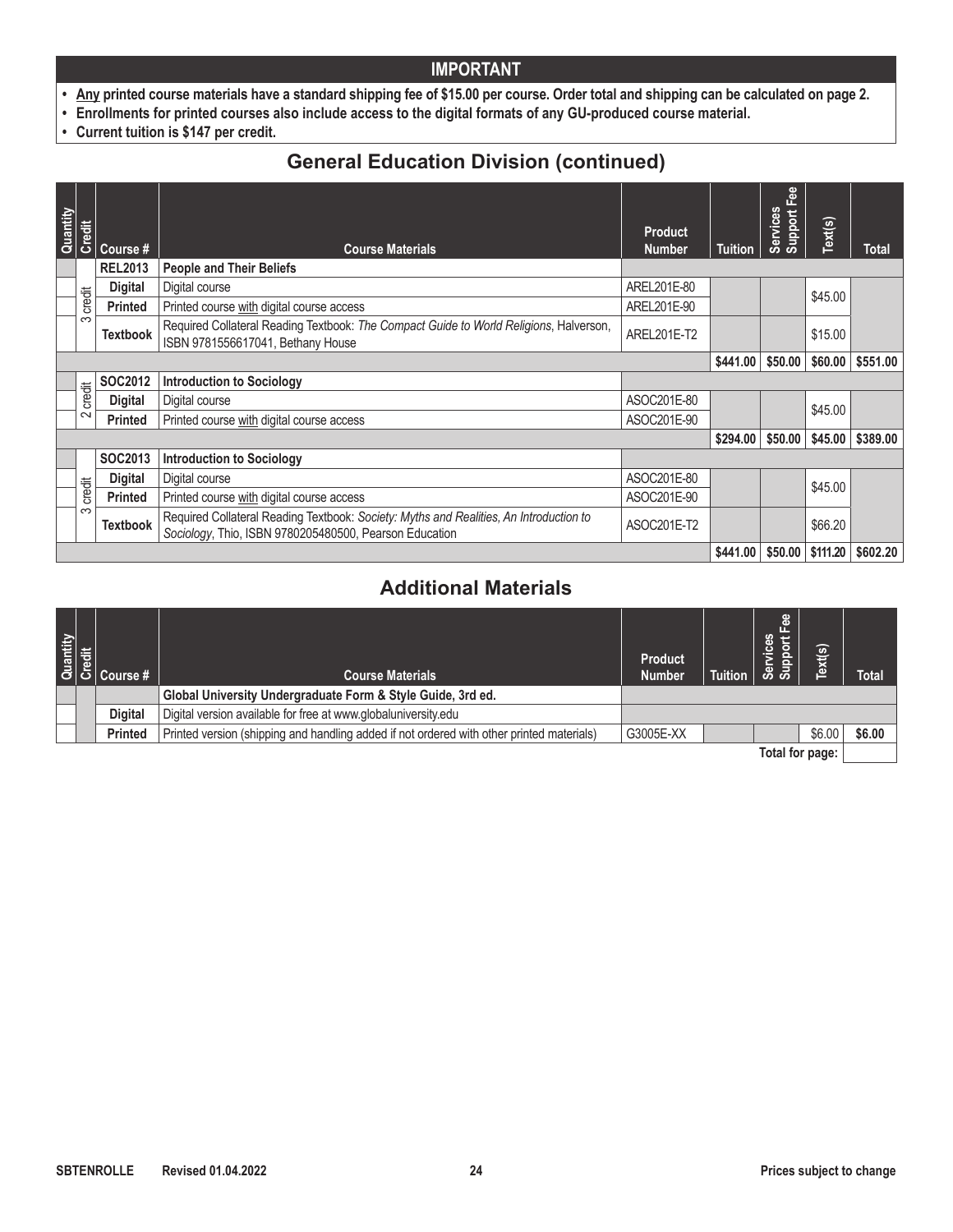## IMPORTANT

- Any printed course materials have a standard shipping fee of $15.00 per course. Order total and shipping can be calculated on page 2.
- Enrollments for printed courses also include access to the digital formats of any GU-produced course material.
- Current tuition is $147 per credit.

## General Education Division (continued)

| Quantity | Credit | Course # | Course Materials | Product Number | Tuition | Services Support Fee | Text(s) | Total |
|---|---|---|---|---|---|---|---|---|
| | | **REL2013** | **People and Their Beliefs** | | | | | |
| | 3 credit | **Digital** | Digital course | AREL201E-80 | | | $45.00 | |
| | | **Printed** | Printed course with digital course access | AREL201E-90 | | | | |
| | | **Textbook** | Required Collateral Reading Textbook: *The Compact Guide to World Religions*, Halverson, ISBN 9781556617041, Bethany House | AREL201E-T2 | | | $15.00 | |
| | | | | | **$441.00** | **$50.00** | **$60.00** | **$551.00** |
| | | **SOC2012** | **Introduction to Sociology** | | | | | |
| | 2 credit | **Digital** | Digital course | ASOC201E-80 | | | $45.00 | |
| | | **Printed** | Printed course with digital course access | ASOC201E-90 | | | | |
| | | | | | **$294.00** | **$50.00** | **$45.00** | **$389.00** |
| | | **SOC2013** | **Introduction to Sociology** | | | | | |
| | 3 credit | **Digital** | Digital course | ASOC201E-80 | | | $45.00 | |
| | | **Printed** | Printed course with digital course access | ASOC201E-90 | | | | |
| | | **Textbook** | Required Collateral Reading Textbook: *Society: Myths and Realities, An Introduction to Sociology*, Thio, ISBN 9780205480500, Pearson Education | ASOC201E-T2 | | | $66.20 | |
| | | | | | **$441.00** | **$50.00** | **$111.20** | **$602.20** |

## Additional Materials

| Quantity | Credit | Course # | Course Materials | Product Number | Tuition | Services Support Fee | Text(s) | Total |
|---|---|---|---|---|---|---|---|---|
| | | | **Global University Undergraduate Form & Style Guide, 3rd ed.** | | | | | |
| | | **Digital** | Digital version available for free at www.globaluniversity.edu | | | | | |
| | | **Printed** | Printed version (shipping and handling added if not ordered with other printed materials) | G3005E-XX | | | $6.00 | **$6.00** |
| | | | | | | | **Total for page:** | |

SBTENROLLE Revised 01.04.2022 Prices subject to change